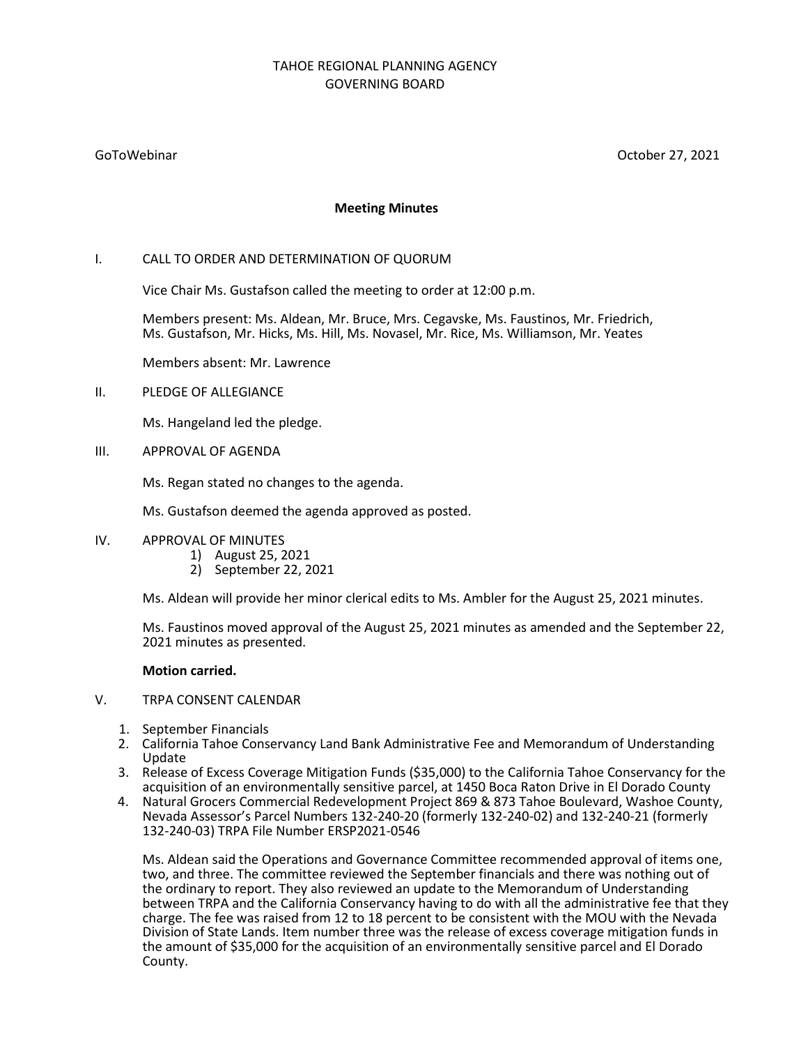TAHOE REGIONAL PLANNING AGENCY
GOVERNING BOARD

GoToWebinar October 27, 2021

**Meeting Minutes**

I. CALL TO ORDER AND DETERMINATION OF QUORUM

Vice Chair Ms. Gustafson called the meeting to order at 12:00 p.m.

Members present: Ms. Aldean, Mr. Bruce, Mrs. Cegavske, Ms. Faustinos, Mr. Friedrich, Ms. Gustafson, Mr. Hicks, Ms. Hill, Ms. Novasel, Mr. Rice, Ms. Williamson, Mr. Yeates

Members absent: Mr. Lawrence

II. PLEDGE OF ALLEGIANCE

Ms. Hangeland led the pledge.

III. APPROVAL OF AGENDA

Ms. Regan stated no changes to the agenda.

Ms. Gustafson deemed the agenda approved as posted.

IV. APPROVAL OF MINUTES
1) August 25, 2021
2) September 22, 2021

Ms. Aldean will provide her minor clerical edits to Ms. Ambler for the August 25, 2021 minutes.

Ms. Faustinos moved approval of the August 25, 2021 minutes as amended and the September 22, 2021 minutes as presented.

**Motion carried.**

V. TRPA CONSENT CALENDAR

1. September Financials
2. California Tahoe Conservancy Land Bank Administrative Fee and Memorandum of Understanding Update
3. Release of Excess Coverage Mitigation Funds ($35,000) to the California Tahoe Conservancy for the acquisition of an environmentally sensitive parcel, at 1450 Boca Raton Drive in El Dorado County
4. Natural Grocers Commercial Redevelopment Project 869 & 873 Tahoe Boulevard, Washoe County, Nevada Assessor's Parcel Numbers 132-240-20 (formerly 132-240-02) and 132-240-21 (formerly 132-240-03) TRPA File Number ERSP2021-0546

Ms. Aldean said the Operations and Governance Committee recommended approval of items one, two, and three. The committee reviewed the September financials and there was nothing out of the ordinary to report. They also reviewed an update to the Memorandum of Understanding between TRPA and the California Conservancy having to do with all the administrative fee that they charge. The fee was raised from 12 to 18 percent to be consistent with the MOU with the Nevada Division of State Lands. Item number three was the release of excess coverage mitigation funds in the amount of $35,000 for the acquisition of an environmentally sensitive parcel and El Dorado County.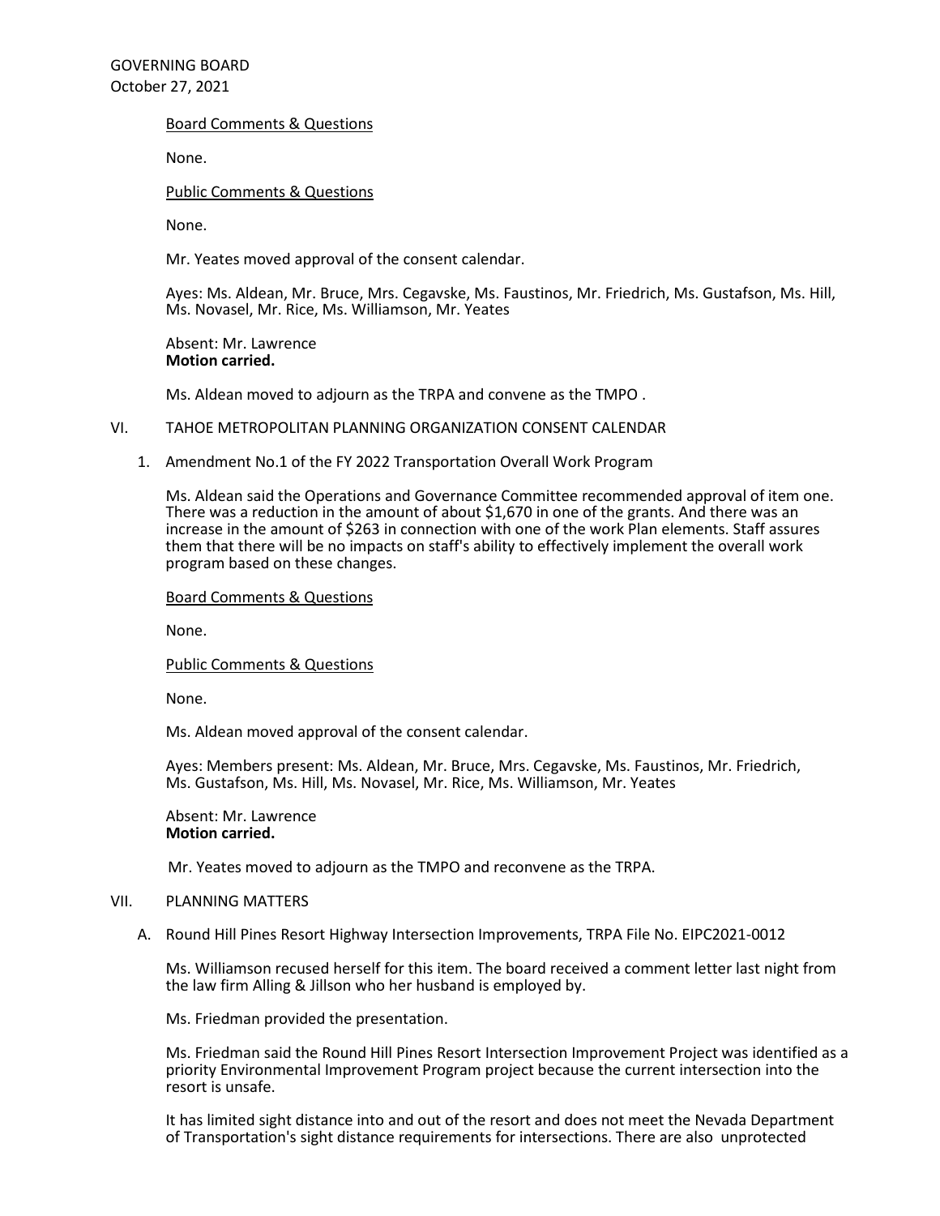Board Comments & Questions

None.

Public Comments & Questions

None.

Mr. Yeates moved approval of the consent calendar.

Ayes: Ms. Aldean, Mr. Bruce, Mrs. Cegavske, Ms. Faustinos, Mr. Friedrich, Ms. Gustafson, Ms. Hill, Ms. Novasel, Mr. Rice, Ms. Williamson, Mr. Yeates

Absent: Mr. Lawrence
**Motion carried.**

Ms. Aldean moved to adjourn as the TRPA and convene as the TMPO .

VI. TAHOE METROPOLITAN PLANNING ORGANIZATION CONSENT CALENDAR

1. Amendment No.1 of the FY 2022 Transportation Overall Work Program

   Ms. Aldean said the Operations and Governance Committee recommended approval of item one. There was a reduction in the amount of about $1,670 in one of the grants. And there was an increase in the amount of $263 in connection with one of the work Plan elements. Staff assures them that there will be no impacts on staff's ability to effectively implement the overall work program based on these changes.

   Board Comments & Questions

   None.

   Public Comments & Questions

   None.

   Ms. Aldean moved approval of the consent calendar.

   Ayes: Members present: Ms. Aldean, Mr. Bruce, Mrs. Cegavske, Ms. Faustinos, Mr. Friedrich, Ms. Gustafson, Ms. Hill, Ms. Novasel, Mr. Rice, Ms. Williamson, Mr. Yeates

   Absent: Mr. Lawrence
   **Motion carried.**

   Mr. Yeates moved to adjourn as the TMPO and reconvene as the TRPA.

VII. PLANNING MATTERS

A. Round Hill Pines Resort Highway Intersection Improvements, TRPA File No. EIPC2021-0012

   Ms. Williamson recused herself for this item. The board received a comment letter last night from the law firm Alling & Jillson who her husband is employed by.

   Ms. Friedman provided the presentation.

   Ms. Friedman said the Round Hill Pines Resort Intersection Improvement Project was identified as a priority Environmental Improvement Program project because the current intersection into the resort is unsafe.

   It has limited sight distance into and out of the resort and does not meet the Nevada Department of Transportation's sight distance requirements for intersections. There are also unprotected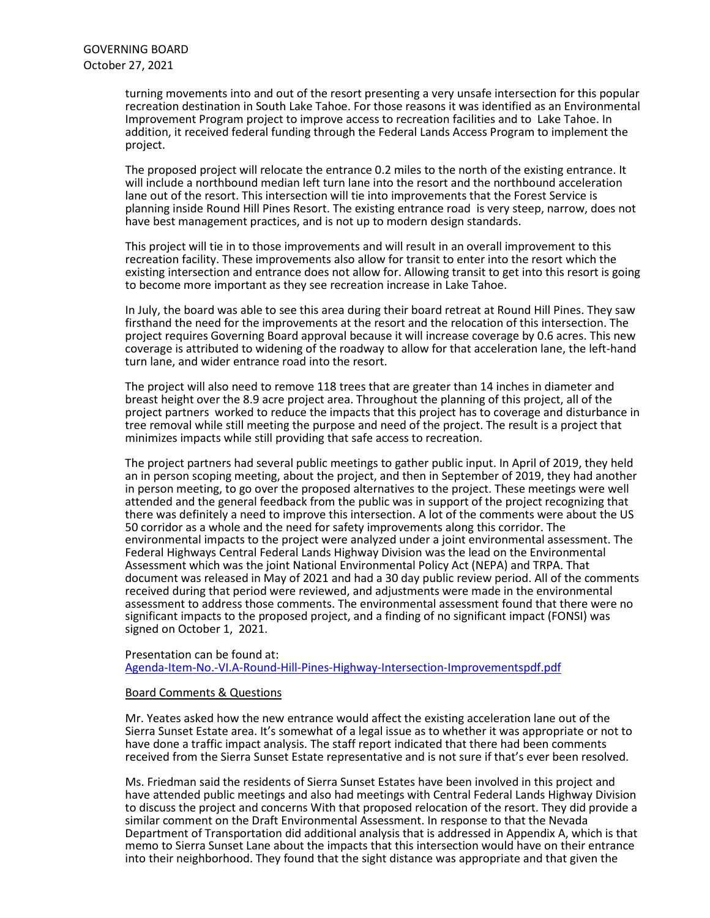turning movements into and out of the resort presenting a very unsafe intersection for this popular recreation destination in South Lake Tahoe. For those reasons it was identified as an Environmental Improvement Program project to improve access to recreation facilities and to Lake Tahoe. In addition, it received federal funding through the Federal Lands Access Program to implement the project.

The proposed project will relocate the entrance 0.2 miles to the north of the existing entrance. It will include a northbound median left turn lane into the resort and the northbound acceleration lane out of the resort. This intersection will tie into improvements that the Forest Service is planning inside Round Hill Pines Resort. The existing entrance road is very steep, narrow, does not have best management practices, and is not up to modern design standards.

This project will tie in to those improvements and will result in an overall improvement to this recreation facility. These improvements also allow for transit to enter into the resort which the existing intersection and entrance does not allow for. Allowing transit to get into this resort is going to become more important as they see recreation increase in Lake Tahoe.

In July, the board was able to see this area during their board retreat at Round Hill Pines. They saw firsthand the need for the improvements at the resort and the relocation of this intersection. The project requires Governing Board approval because it will increase coverage by 0.6 acres. This new coverage is attributed to widening of the roadway to allow for that acceleration lane, the left-hand turn lane, and wider entrance road into the resort.

The project will also need to remove 118 trees that are greater than 14 inches in diameter and breast height over the 8.9 acre project area. Throughout the planning of this project, all of the project partners worked to reduce the impacts that this project has to coverage and disturbance in tree removal while still meeting the purpose and need of the project. The result is a project that minimizes impacts while still providing that safe access to recreation.

The project partners had several public meetings to gather public input. In April of 2019, they held an in person scoping meeting, about the project, and then in September of 2019, they had another in person meeting, to go over the proposed alternatives to the project. These meetings were well attended and the general feedback from the public was in support of the project recognizing that there was definitely a need to improve this intersection. A lot of the comments were about the US 50 corridor as a whole and the need for safety improvements along this corridor. The environmental impacts to the project were analyzed under a joint environmental assessment. The Federal Highways Central Federal Lands Highway Division was the lead on the Environmental Assessment which was the joint National Environmental Policy Act (NEPA) and TRPA. That document was released in May of 2021 and had a 30 day public review period. All of the comments received during that period were reviewed, and adjustments were made in the environmental assessment to address those comments. The environmental assessment found that there were no significant impacts to the proposed project, and a finding of no significant impact (FONSI) was signed on October 1, 2021.

Presentation can be found at:
Agenda-Item-No.-VI.A-Round-Hill-Pines-Highway-Intersection-Improvementspdf.pdf

Board Comments & Questions

Mr. Yeates asked how the new entrance would affect the existing acceleration lane out of the Sierra Sunset Estate area. It's somewhat of a legal issue as to whether it was appropriate or not to have done a traffic impact analysis. The staff report indicated that there had been comments received from the Sierra Sunset Estate representative and is not sure if that's ever been resolved.

Ms. Friedman said the residents of Sierra Sunset Estates have been involved in this project and have attended public meetings and also had meetings with Central Federal Lands Highway Division to discuss the project and concerns With that proposed relocation of the resort. They did provide a similar comment on the Draft Environmental Assessment. In response to that the Nevada Department of Transportation did additional analysis that is addressed in Appendix A, which is that memo to Sierra Sunset Lane about the impacts that this intersection would have on their entrance into their neighborhood. They found that the sight distance was appropriate and that given the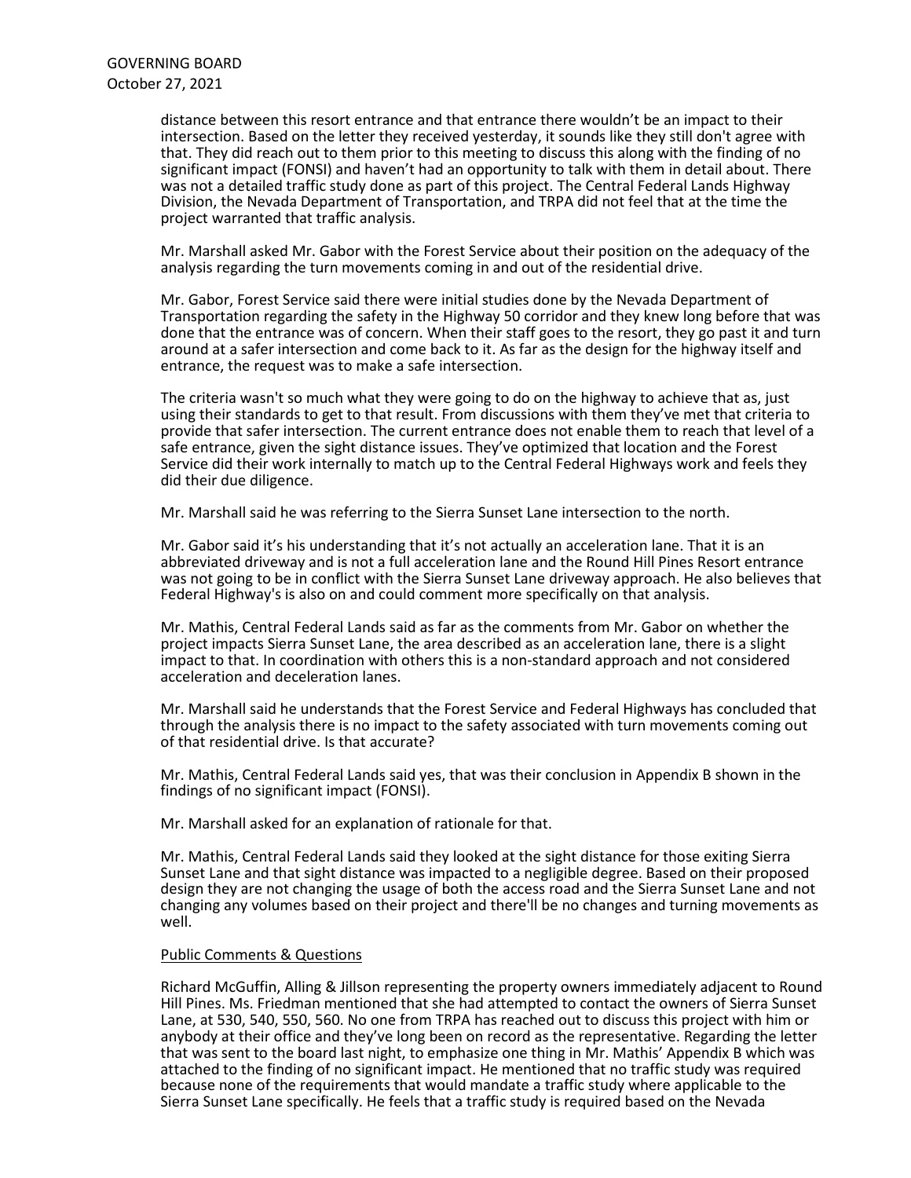distance between this resort entrance and that entrance there wouldn't be an impact to their intersection. Based on the letter they received yesterday, it sounds like they still don't agree with that. They did reach out to them prior to this meeting to discuss this along with the finding of no significant impact (FONSI) and haven't had an opportunity to talk with them in detail about. There was not a detailed traffic study done as part of this project. The Central Federal Lands Highway Division, the Nevada Department of Transportation, and TRPA did not feel that at the time the project warranted that traffic analysis.

Mr. Marshall asked Mr. Gabor with the Forest Service about their position on the adequacy of the analysis regarding the turn movements coming in and out of the residential drive.

Mr. Gabor, Forest Service said there were initial studies done by the Nevada Department of Transportation regarding the safety in the Highway 50 corridor and they knew long before that was done that the entrance was of concern. When their staff goes to the resort, they go past it and turn around at a safer intersection and come back to it. As far as the design for the highway itself and entrance, the request was to make a safe intersection.

The criteria wasn't so much what they were going to do on the highway to achieve that as, just using their standards to get to that result. From discussions with them they've met that criteria to provide that safer intersection. The current entrance does not enable them to reach that level of a safe entrance, given the sight distance issues. They've optimized that location and the Forest Service did their work internally to match up to the Central Federal Highways work and feels they did their due diligence.

Mr. Marshall said he was referring to the Sierra Sunset Lane intersection to the north.

Mr. Gabor said it's his understanding that it's not actually an acceleration lane. That it is an abbreviated driveway and is not a full acceleration lane and the Round Hill Pines Resort entrance was not going to be in conflict with the Sierra Sunset Lane driveway approach. He also believes that Federal Highway's is also on and could comment more specifically on that analysis.

Mr. Mathis, Central Federal Lands said as far as the comments from Mr. Gabor on whether the project impacts Sierra Sunset Lane, the area described as an acceleration lane, there is a slight impact to that. In coordination with others this is a non-standard approach and not considered acceleration and deceleration lanes.

Mr. Marshall said he understands that the Forest Service and Federal Highways has concluded that through the analysis there is no impact to the safety associated with turn movements coming out of that residential drive. Is that accurate?

Mr. Mathis, Central Federal Lands said yes, that was their conclusion in Appendix B shown in the findings of no significant impact (FONSI).

Mr. Marshall asked for an explanation of rationale for that.

Mr. Mathis, Central Federal Lands said they looked at the sight distance for those exiting Sierra Sunset Lane and that sight distance was impacted to a negligible degree. Based on their proposed design they are not changing the usage of both the access road and the Sierra Sunset Lane and not changing any volumes based on their project and there'll be no changes and turning movements as well.

Public Comments & Questions

Richard McGuffin, Alling & Jillson representing the property owners immediately adjacent to Round Hill Pines. Ms. Friedman mentioned that she had attempted to contact the owners of Sierra Sunset Lane, at 530, 540, 550, 560. No one from TRPA has reached out to discuss this project with him or anybody at their office and they've long been on record as the representative. Regarding the letter that was sent to the board last night, to emphasize one thing in Mr. Mathis' Appendix B which was attached to the finding of no significant impact. He mentioned that no traffic study was required because none of the requirements that would mandate a traffic study where applicable to the Sierra Sunset Lane specifically. He feels that a traffic study is required based on the Nevada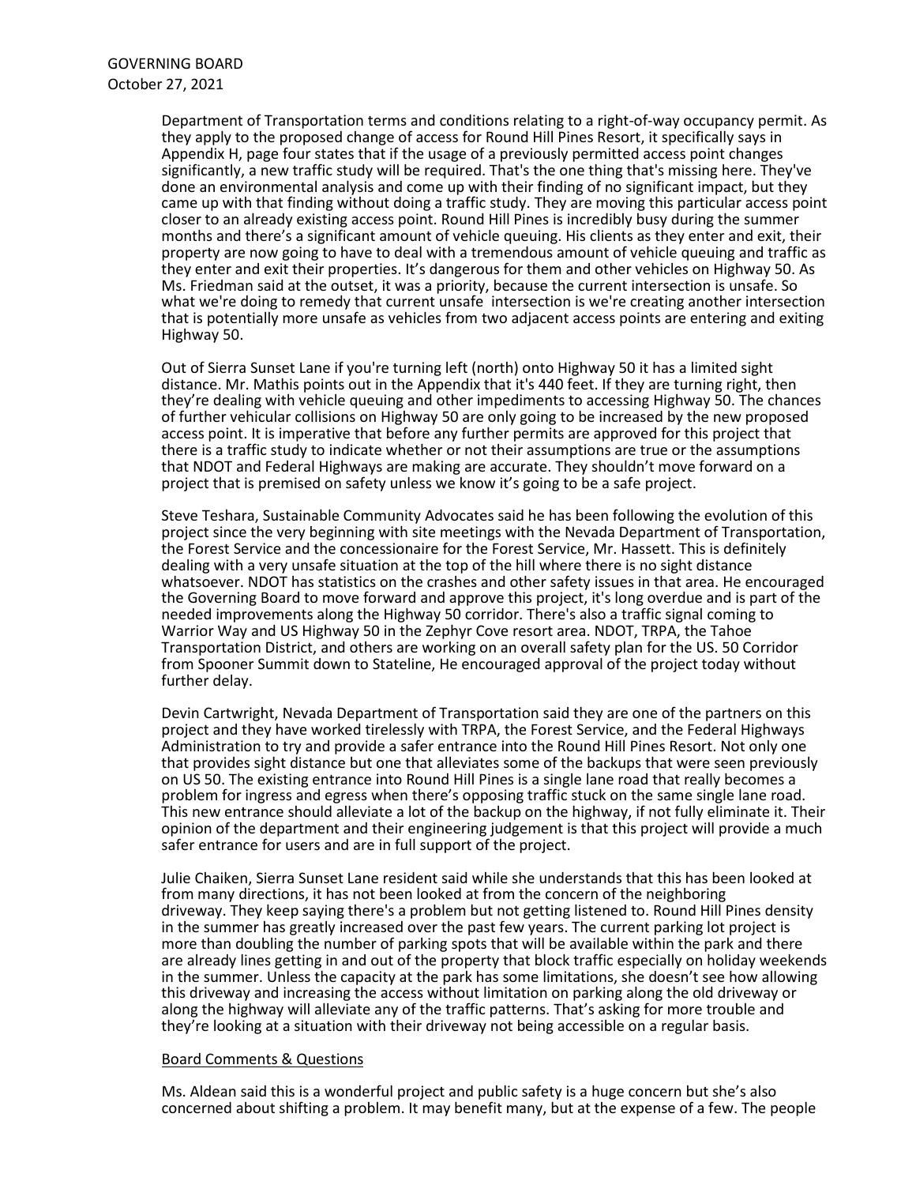Department of Transportation terms and conditions relating to a right-of-way occupancy permit. As they apply to the proposed change of access for Round Hill Pines Resort, it specifically says in Appendix H, page four states that if the usage of a previously permitted access point changes significantly, a new traffic study will be required. That's the one thing that's missing here. They've done an environmental analysis and come up with their finding of no significant impact, but they came up with that finding without doing a traffic study. They are moving this particular access point closer to an already existing access point. Round Hill Pines is incredibly busy during the summer months and there's a significant amount of vehicle queuing. His clients as they enter and exit, their property are now going to have to deal with a tremendous amount of vehicle queuing and traffic as they enter and exit their properties. It's dangerous for them and other vehicles on Highway 50. As Ms. Friedman said at the outset, it was a priority, because the current intersection is unsafe. So what we're doing to remedy that current unsafe intersection is we're creating another intersection that is potentially more unsafe as vehicles from two adjacent access points are entering and exiting Highway 50.

Out of Sierra Sunset Lane if you're turning left (north) onto Highway 50 it has a limited sight distance. Mr. Mathis points out in the Appendix that it's 440 feet. If they are turning right, then they're dealing with vehicle queuing and other impediments to accessing Highway 50. The chances of further vehicular collisions on Highway 50 are only going to be increased by the new proposed access point. It is imperative that before any further permits are approved for this project that there is a traffic study to indicate whether or not their assumptions are true or the assumptions that NDOT and Federal Highways are making are accurate. They shouldn't move forward on a project that is premised on safety unless we know it's going to be a safe project.

Steve Teshara, Sustainable Community Advocates said he has been following the evolution of this project since the very beginning with site meetings with the Nevada Department of Transportation, the Forest Service and the concessionaire for the Forest Service, Mr. Hassett. This is definitely dealing with a very unsafe situation at the top of the hill where there is no sight distance whatsoever. NDOT has statistics on the crashes and other safety issues in that area. He encouraged the Governing Board to move forward and approve this project, it's long overdue and is part of the needed improvements along the Highway 50 corridor. There's also a traffic signal coming to Warrior Way and US Highway 50 in the Zephyr Cove resort area. NDOT, TRPA, the Tahoe Transportation District, and others are working on an overall safety plan for the US. 50 Corridor from Spooner Summit down to Stateline, He encouraged approval of the project today without further delay.

Devin Cartwright, Nevada Department of Transportation said they are one of the partners on this project and they have worked tirelessly with TRPA, the Forest Service, and the Federal Highways Administration to try and provide a safer entrance into the Round Hill Pines Resort. Not only one that provides sight distance but one that alleviates some of the backups that were seen previously on US 50. The existing entrance into Round Hill Pines is a single lane road that really becomes a problem for ingress and egress when there's opposing traffic stuck on the same single lane road. This new entrance should alleviate a lot of the backup on the highway, if not fully eliminate it. Their opinion of the department and their engineering judgement is that this project will provide a much safer entrance for users and are in full support of the project.

Julie Chaiken, Sierra Sunset Lane resident said while she understands that this has been looked at from many directions, it has not been looked at from the concern of the neighboring driveway. They keep saying there's a problem but not getting listened to. Round Hill Pines density in the summer has greatly increased over the past few years. The current parking lot project is more than doubling the number of parking spots that will be available within the park and there are already lines getting in and out of the property that block traffic especially on holiday weekends in the summer. Unless the capacity at the park has some limitations, she doesn't see how allowing this driveway and increasing the access without limitation on parking along the old driveway or along the highway will alleviate any of the traffic patterns. That's asking for more trouble and they're looking at a situation with their driveway not being accessible on a regular basis.

<u>Board Comments & Questions</u>

Ms. Aldean said this is a wonderful project and public safety is a huge concern but she's also concerned about shifting a problem. It may benefit many, but at the expense of a few. The people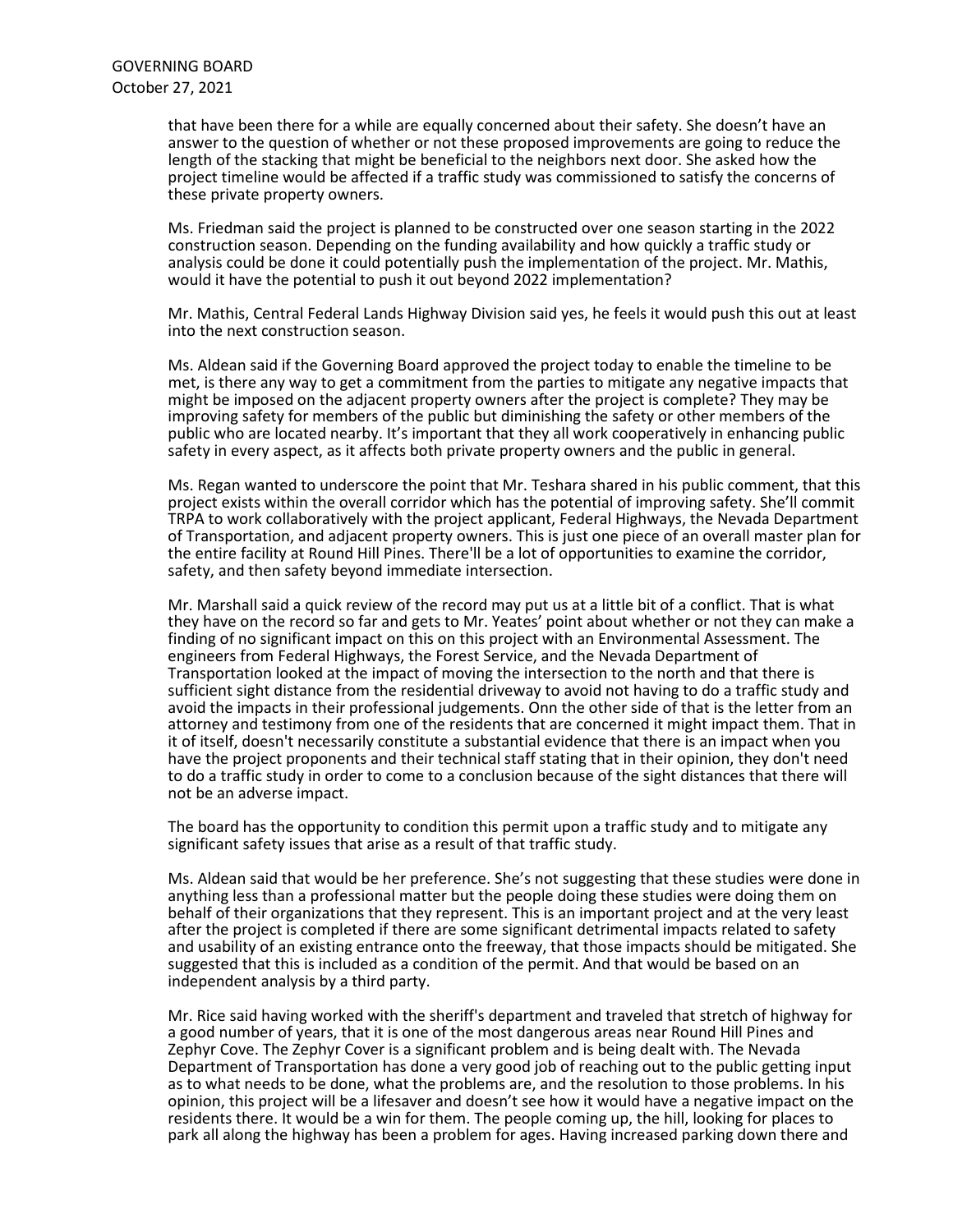that have been there for a while are equally concerned about their safety. She doesn't have an answer to the question of whether or not these proposed improvements are going to reduce the length of the stacking that might be beneficial to the neighbors next door. She asked how the project timeline would be affected if a traffic study was commissioned to satisfy the concerns of these private property owners.

Ms. Friedman said the project is planned to be constructed over one season starting in the 2022 construction season. Depending on the funding availability and how quickly a traffic study or analysis could be done it could potentially push the implementation of the project. Mr. Mathis, would it have the potential to push it out beyond 2022 implementation?

Mr. Mathis, Central Federal Lands Highway Division said yes, he feels it would push this out at least into the next construction season.

Ms. Aldean said if the Governing Board approved the project today to enable the timeline to be met, is there any way to get a commitment from the parties to mitigate any negative impacts that might be imposed on the adjacent property owners after the project is complete? They may be improving safety for members of the public but diminishing the safety or other members of the public who are located nearby. It's important that they all work cooperatively in enhancing public safety in every aspect, as it affects both private property owners and the public in general.

Ms. Regan wanted to underscore the point that Mr. Teshara shared in his public comment, that this project exists within the overall corridor which has the potential of improving safety. She'll commit TRPA to work collaboratively with the project applicant, Federal Highways, the Nevada Department of Transportation, and adjacent property owners. This is just one piece of an overall master plan for the entire facility at Round Hill Pines. There'll be a lot of opportunities to examine the corridor, safety, and then safety beyond immediate intersection.

Mr. Marshall said a quick review of the record may put us at a little bit of a conflict. That is what they have on the record so far and gets to Mr. Yeates' point about whether or not they can make a finding of no significant impact on this on this project with an Environmental Assessment. The engineers from Federal Highways, the Forest Service, and the Nevada Department of Transportation looked at the impact of moving the intersection to the north and that there is sufficient sight distance from the residential driveway to avoid not having to do a traffic study and avoid the impacts in their professional judgements. Onn the other side of that is the letter from an attorney and testimony from one of the residents that are concerned it might impact them. That in it of itself, doesn't necessarily constitute a substantial evidence that there is an impact when you have the project proponents and their technical staff stating that in their opinion, they don't need to do a traffic study in order to come to a conclusion because of the sight distances that there will not be an adverse impact.

The board has the opportunity to condition this permit upon a traffic study and to mitigate any significant safety issues that arise as a result of that traffic study.

Ms. Aldean said that would be her preference. She's not suggesting that these studies were done in anything less than a professional matter but the people doing these studies were doing them on behalf of their organizations that they represent. This is an important project and at the very least after the project is completed if there are some significant detrimental impacts related to safety and usability of an existing entrance onto the freeway, that those impacts should be mitigated. She suggested that this is included as a condition of the permit. And that would be based on an independent analysis by a third party.

Mr. Rice said having worked with the sheriff's department and traveled that stretch of highway for a good number of years, that it is one of the most dangerous areas near Round Hill Pines and Zephyr Cove. The Zephyr Cover is a significant problem and is being dealt with. The Nevada Department of Transportation has done a very good job of reaching out to the public getting input as to what needs to be done, what the problems are, and the resolution to those problems. In his opinion, this project will be a lifesaver and doesn't see how it would have a negative impact on the residents there. It would be a win for them. The people coming up, the hill, looking for places to park all along the highway has been a problem for ages. Having increased parking down there and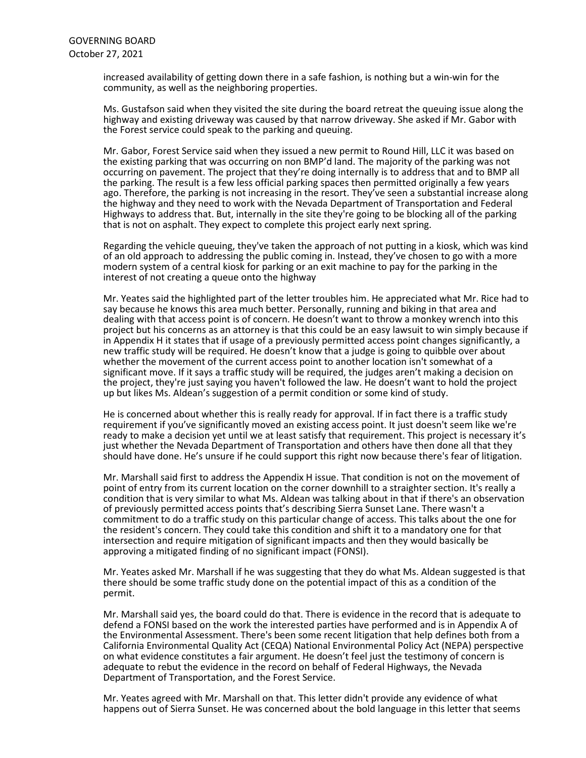increased availability of getting down there in a safe fashion, is nothing but a win-win for the community, as well as the neighboring properties.

Ms. Gustafson said when they visited the site during the board retreat the queuing issue along the highway and existing driveway was caused by that narrow driveway. She asked if Mr. Gabor with the Forest service could speak to the parking and queuing.

Mr. Gabor, Forest Service said when they issued a new permit to Round Hill, LLC it was based on the existing parking that was occurring on non BMP'd land. The majority of the parking was not occurring on pavement. The project that they're doing internally is to address that and to BMP all the parking. The result is a few less official parking spaces then permitted originally a few years ago. Therefore, the parking is not increasing in the resort. They've seen a substantial increase along the highway and they need to work with the Nevada Department of Transportation and Federal Highways to address that. But, internally in the site they're going to be blocking all of the parking that is not on asphalt. They expect to complete this project early next spring.

Regarding the vehicle queuing, they've taken the approach of not putting in a kiosk, which was kind of an old approach to addressing the public coming in. Instead, they've chosen to go with a more modern system of a central kiosk for parking or an exit machine to pay for the parking in the interest of not creating a queue onto the highway

Mr. Yeates said the highlighted part of the letter troubles him. He appreciated what Mr. Rice had to say because he knows this area much better. Personally, running and biking in that area and dealing with that access point is of concern. He doesn't want to throw a monkey wrench into this project but his concerns as an attorney is that this could be an easy lawsuit to win simply because if in Appendix H it states that if usage of a previously permitted access point changes significantly, a new traffic study will be required. He doesn't know that a judge is going to quibble over about whether the movement of the current access point to another location isn't somewhat of a significant move. If it says a traffic study will be required, the judges aren't making a decision on the project, they're just saying you haven't followed the law. He doesn't want to hold the project up but likes Ms. Aldean's suggestion of a permit condition or some kind of study.

He is concerned about whether this is really ready for approval. If in fact there is a traffic study requirement if you've significantly moved an existing access point. It just doesn't seem like we're ready to make a decision yet until we at least satisfy that requirement. This project is necessary it's just whether the Nevada Department of Transportation and others have then done all that they should have done. He's unsure if he could support this right now because there's fear of litigation.

Mr. Marshall said first to address the Appendix H issue. That condition is not on the movement of point of entry from its current location on the corner downhill to a straighter section. It's really a condition that is very similar to what Ms. Aldean was talking about in that if there's an observation of previously permitted access points that's describing Sierra Sunset Lane. There wasn't a commitment to do a traffic study on this particular change of access. This talks about the one for the resident's concern. They could take this condition and shift it to a mandatory one for that intersection and require mitigation of significant impacts and then they would basically be approving a mitigated finding of no significant impact (FONSI).

Mr. Yeates asked Mr. Marshall if he was suggesting that they do what Ms. Aldean suggested is that there should be some traffic study done on the potential impact of this as a condition of the permit.

Mr. Marshall said yes, the board could do that. There is evidence in the record that is adequate to defend a FONSI based on the work the interested parties have performed and is in Appendix A of the Environmental Assessment. There's been some recent litigation that help defines both from a California Environmental Quality Act (CEQA) National Environmental Policy Act (NEPA) perspective on what evidence constitutes a fair argument. He doesn't feel just the testimony of concern is adequate to rebut the evidence in the record on behalf of Federal Highways, the Nevada Department of Transportation, and the Forest Service.

Mr. Yeates agreed with Mr. Marshall on that. This letter didn't provide any evidence of what happens out of Sierra Sunset. He was concerned about the bold language in this letter that seems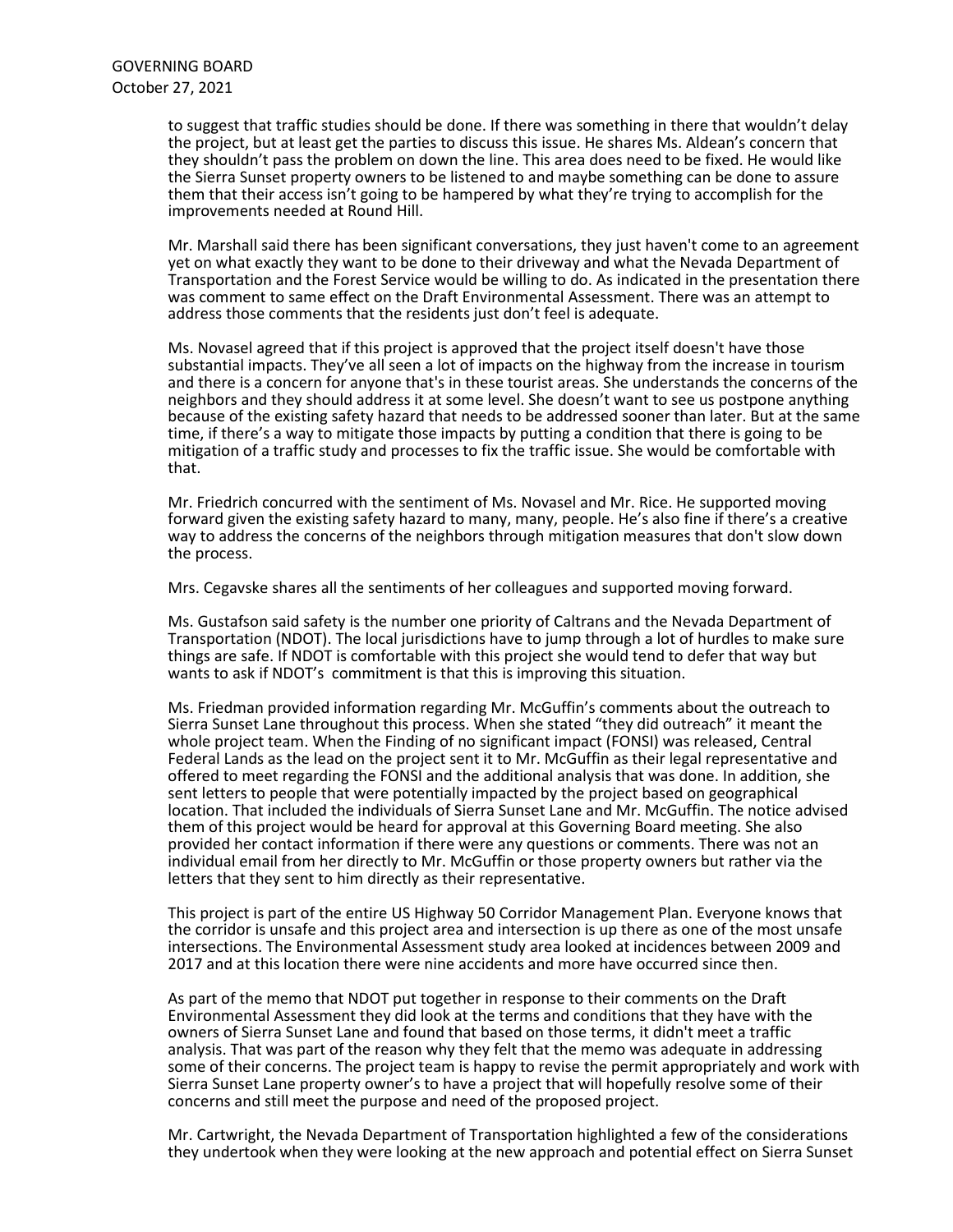to suggest that traffic studies should be done. If there was something in there that wouldn't delay the project, but at least get the parties to discuss this issue. He shares Ms. Aldean's concern that they shouldn't pass the problem on down the line. This area does need to be fixed. He would like the Sierra Sunset property owners to be listened to and maybe something can be done to assure them that their access isn't going to be hampered by what they're trying to accomplish for the improvements needed at Round Hill.

Mr. Marshall said there has been significant conversations, they just haven't come to an agreement yet on what exactly they want to be done to their driveway and what the Nevada Department of Transportation and the Forest Service would be willing to do. As indicated in the presentation there was comment to same effect on the Draft Environmental Assessment. There was an attempt to address those comments that the residents just don't feel is adequate.

Ms. Novasel agreed that if this project is approved that the project itself doesn't have those substantial impacts. They've all seen a lot of impacts on the highway from the increase in tourism and there is a concern for anyone that's in these tourist areas. She understands the concerns of the neighbors and they should address it at some level. She doesn't want to see us postpone anything because of the existing safety hazard that needs to be addressed sooner than later. But at the same time, if there's a way to mitigate those impacts by putting a condition that there is going to be mitigation of a traffic study and processes to fix the traffic issue. She would be comfortable with that.

Mr. Friedrich concurred with the sentiment of Ms. Novasel and Mr. Rice. He supported moving forward given the existing safety hazard to many, many, people. He's also fine if there's a creative way to address the concerns of the neighbors through mitigation measures that don't slow down the process.

Mrs. Cegavske shares all the sentiments of her colleagues and supported moving forward.

Ms. Gustafson said safety is the number one priority of Caltrans and the Nevada Department of Transportation (NDOT). The local jurisdictions have to jump through a lot of hurdles to make sure things are safe. If NDOT is comfortable with this project she would tend to defer that way but wants to ask if NDOT's commitment is that this is improving this situation.

Ms. Friedman provided information regarding Mr. McGuffin's comments about the outreach to Sierra Sunset Lane throughout this process. When she stated "they did outreach" it meant the whole project team. When the Finding of no significant impact (FONSI) was released, Central Federal Lands as the lead on the project sent it to Mr. McGuffin as their legal representative and offered to meet regarding the FONSI and the additional analysis that was done. In addition, she sent letters to people that were potentially impacted by the project based on geographical location. That included the individuals of Sierra Sunset Lane and Mr. McGuffin. The notice advised them of this project would be heard for approval at this Governing Board meeting. She also provided her contact information if there were any questions or comments. There was not an individual email from her directly to Mr. McGuffin or those property owners but rather via the letters that they sent to him directly as their representative.

This project is part of the entire US Highway 50 Corridor Management Plan. Everyone knows that the corridor is unsafe and this project area and intersection is up there as one of the most unsafe intersections. The Environmental Assessment study area looked at incidences between 2009 and 2017 and at this location there were nine accidents and more have occurred since then.

As part of the memo that NDOT put together in response to their comments on the Draft Environmental Assessment they did look at the terms and conditions that they have with the owners of Sierra Sunset Lane and found that based on those terms, it didn't meet a traffic analysis. That was part of the reason why they felt that the memo was adequate in addressing some of their concerns. The project team is happy to revise the permit appropriately and work with Sierra Sunset Lane property owner's to have a project that will hopefully resolve some of their concerns and still meet the purpose and need of the proposed project.

Mr. Cartwright, the Nevada Department of Transportation highlighted a few of the considerations they undertook when they were looking at the new approach and potential effect on Sierra Sunset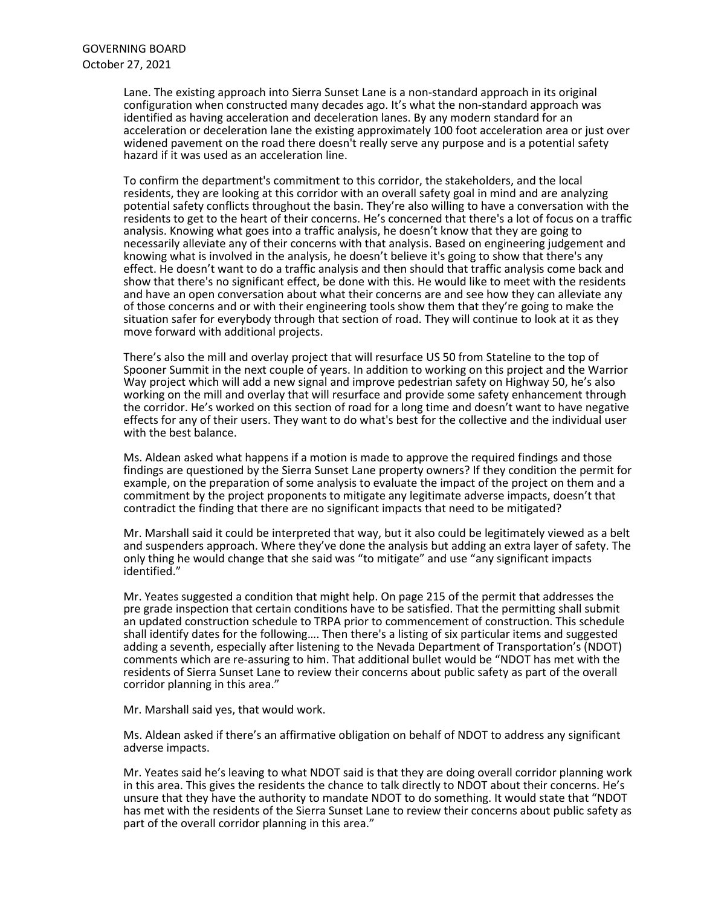Lane. The existing approach into Sierra Sunset Lane is a non-standard approach in its original configuration when constructed many decades ago. It's what the non-standard approach was identified as having acceleration and deceleration lanes. By any modern standard for an acceleration or deceleration lane the existing approximately 100 foot acceleration area or just over widened pavement on the road there doesn't really serve any purpose and is a potential safety hazard if it was used as an acceleration line.

To confirm the department's commitment to this corridor, the stakeholders, and the local residents, they are looking at this corridor with an overall safety goal in mind and are analyzing potential safety conflicts throughout the basin. They're also willing to have a conversation with the residents to get to the heart of their concerns. He's concerned that there's a lot of focus on a traffic analysis. Knowing what goes into a traffic analysis, he doesn't know that they are going to necessarily alleviate any of their concerns with that analysis. Based on engineering judgement and knowing what is involved in the analysis, he doesn't believe it's going to show that there's any effect. He doesn't want to do a traffic analysis and then should that traffic analysis come back and show that there's no significant effect, be done with this. He would like to meet with the residents and have an open conversation about what their concerns are and see how they can alleviate any of those concerns and or with their engineering tools show them that they're going to make the situation safer for everybody through that section of road. They will continue to look at it as they move forward with additional projects.

There's also the mill and overlay project that will resurface US 50 from Stateline to the top of Spooner Summit in the next couple of years. In addition to working on this project and the Warrior Way project which will add a new signal and improve pedestrian safety on Highway 50, he's also working on the mill and overlay that will resurface and provide some safety enhancement through the corridor. He's worked on this section of road for a long time and doesn't want to have negative effects for any of their users. They want to do what's best for the collective and the individual user with the best balance.

Ms. Aldean asked what happens if a motion is made to approve the required findings and those findings are questioned by the Sierra Sunset Lane property owners? If they condition the permit for example, on the preparation of some analysis to evaluate the impact of the project on them and a commitment by the project proponents to mitigate any legitimate adverse impacts, doesn't that contradict the finding that there are no significant impacts that need to be mitigated?

Mr. Marshall said it could be interpreted that way, but it also could be legitimately viewed as a belt and suspenders approach. Where they've done the analysis but adding an extra layer of safety. The only thing he would change that she said was "to mitigate" and use "any significant impacts identified."

Mr. Yeates suggested a condition that might help. On page 215 of the permit that addresses the pre grade inspection that certain conditions have to be satisfied. That the permitting shall submit an updated construction schedule to TRPA prior to commencement of construction. This schedule shall identify dates for the following…. Then there's a listing of six particular items and suggested adding a seventh, especially after listening to the Nevada Department of Transportation's (NDOT) comments which are re-assuring to him. That additional bullet would be "NDOT has met with the residents of Sierra Sunset Lane to review their concerns about public safety as part of the overall corridor planning in this area."

Mr. Marshall said yes, that would work.

Ms. Aldean asked if there's an affirmative obligation on behalf of NDOT to address any significant adverse impacts.

Mr. Yeates said he's leaving to what NDOT said is that they are doing overall corridor planning work in this area. This gives the residents the chance to talk directly to NDOT about their concerns. He's unsure that they have the authority to mandate NDOT to do something. It would state that "NDOT has met with the residents of the Sierra Sunset Lane to review their concerns about public safety as part of the overall corridor planning in this area."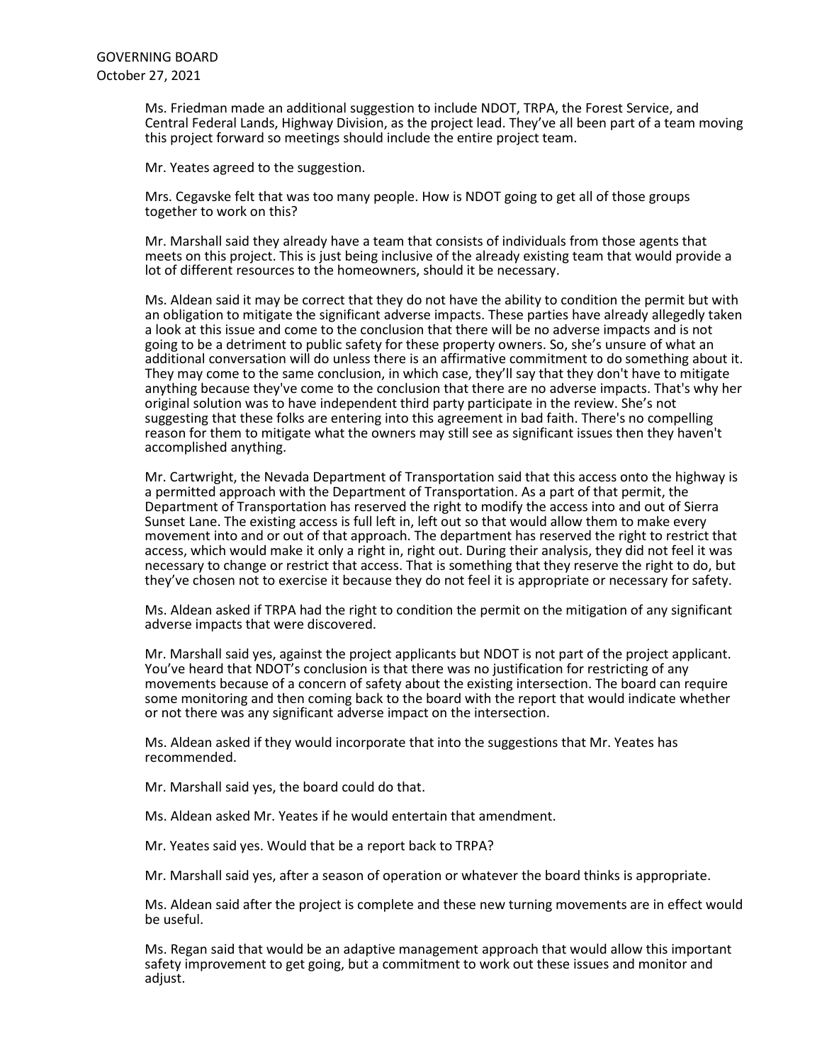Ms. Friedman made an additional suggestion to include NDOT, TRPA, the Forest Service, and Central Federal Lands, Highway Division, as the project lead. They've all been part of a team moving this project forward so meetings should include the entire project team.

Mr. Yeates agreed to the suggestion.

Mrs. Cegavske felt that was too many people. How is NDOT going to get all of those groups together to work on this?

Mr. Marshall said they already have a team that consists of individuals from those agents that meets on this project. This is just being inclusive of the already existing team that would provide a lot of different resources to the homeowners, should it be necessary.

Ms. Aldean said it may be correct that they do not have the ability to condition the permit but with an obligation to mitigate the significant adverse impacts. These parties have already allegedly taken a look at this issue and come to the conclusion that there will be no adverse impacts and is not going to be a detriment to public safety for these property owners. So, she's unsure of what an additional conversation will do unless there is an affirmative commitment to do something about it. They may come to the same conclusion, in which case, they'll say that they don't have to mitigate anything because they've come to the conclusion that there are no adverse impacts. That's why her original solution was to have independent third party participate in the review. She's not suggesting that these folks are entering into this agreement in bad faith. There's no compelling reason for them to mitigate what the owners may still see as significant issues then they haven't accomplished anything.

Mr. Cartwright, the Nevada Department of Transportation said that this access onto the highway is a permitted approach with the Department of Transportation. As a part of that permit, the Department of Transportation has reserved the right to modify the access into and out of Sierra Sunset Lane. The existing access is full left in, left out so that would allow them to make every movement into and or out of that approach. The department has reserved the right to restrict that access, which would make it only a right in, right out. During their analysis, they did not feel it was necessary to change or restrict that access. That is something that they reserve the right to do, but they've chosen not to exercise it because they do not feel it is appropriate or necessary for safety.

Ms. Aldean asked if TRPA had the right to condition the permit on the mitigation of any significant adverse impacts that were discovered.

Mr. Marshall said yes, against the project applicants but NDOT is not part of the project applicant. You've heard that NDOT's conclusion is that there was no justification for restricting of any movements because of a concern of safety about the existing intersection. The board can require some monitoring and then coming back to the board with the report that would indicate whether or not there was any significant adverse impact on the intersection.

Ms. Aldean asked if they would incorporate that into the suggestions that Mr. Yeates has recommended.

Mr. Marshall said yes, the board could do that.

Ms. Aldean asked Mr. Yeates if he would entertain that amendment.

Mr. Yeates said yes. Would that be a report back to TRPA?

Mr. Marshall said yes, after a season of operation or whatever the board thinks is appropriate.

Ms. Aldean said after the project is complete and these new turning movements are in effect would be useful.

Ms. Regan said that would be an adaptive management approach that would allow this important safety improvement to get going, but a commitment to work out these issues and monitor and adjust.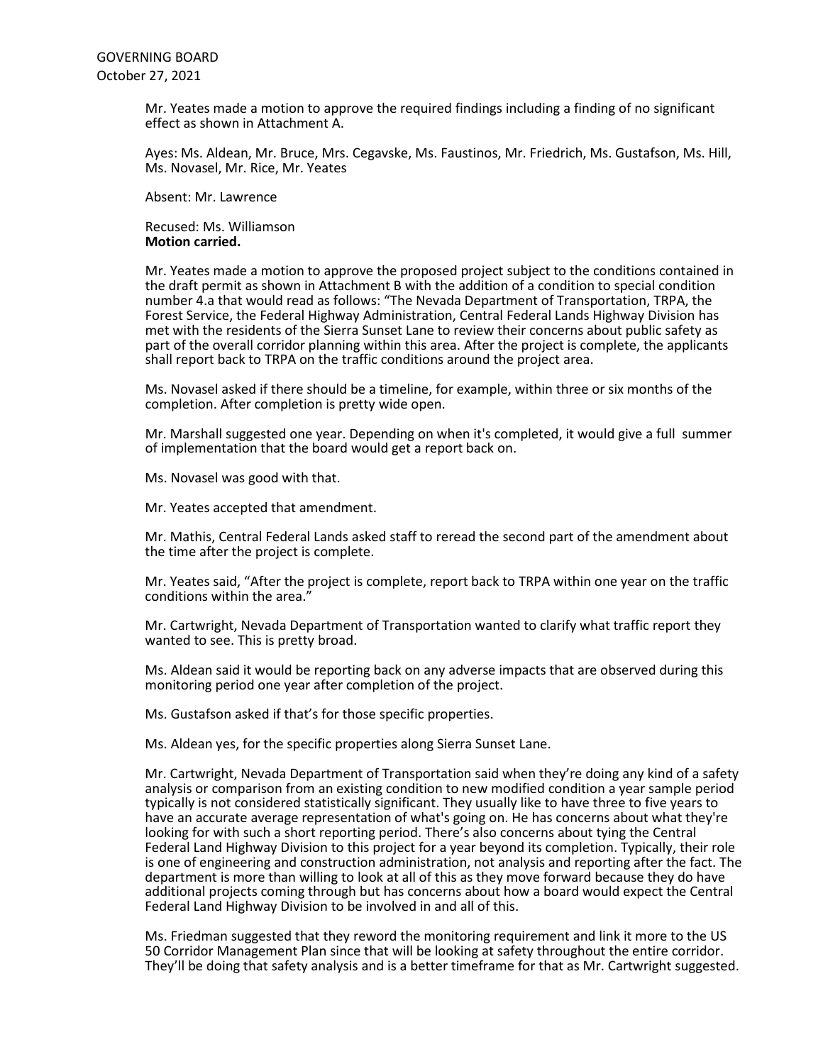Mr. Yeates made a motion to approve the required findings including a finding of no significant effect as shown in Attachment A.

Ayes: Ms. Aldean, Mr. Bruce, Mrs. Cegavske, Ms. Faustinos, Mr. Friedrich, Ms. Gustafson, Ms. Hill, Ms. Novasel, Mr. Rice, Mr. Yeates

Absent: Mr. Lawrence

Recused: Ms. Williamson
**Motion carried.**

Mr. Yeates made a motion to approve the proposed project subject to the conditions contained in the draft permit as shown in Attachment B with the addition of a condition to special condition number 4.a that would read as follows: "The Nevada Department of Transportation, TRPA, the Forest Service, the Federal Highway Administration, Central Federal Lands Highway Division has met with the residents of the Sierra Sunset Lane to review their concerns about public safety as part of the overall corridor planning within this area. After the project is complete, the applicants shall report back to TRPA on the traffic conditions around the project area.

Ms. Novasel asked if there should be a timeline, for example, within three or six months of the completion. After completion is pretty wide open.

Mr. Marshall suggested one year. Depending on when it's completed, it would give a full summer of implementation that the board would get a report back on.

Ms. Novasel was good with that.

Mr. Yeates accepted that amendment.

Mr. Mathis, Central Federal Lands asked staff to reread the second part of the amendment about the time after the project is complete.

Mr. Yeates said, "After the project is complete, report back to TRPA within one year on the traffic conditions within the area."

Mr. Cartwright, Nevada Department of Transportation wanted to clarify what traffic report they wanted to see. This is pretty broad.

Ms. Aldean said it would be reporting back on any adverse impacts that are observed during this monitoring period one year after completion of the project.

Ms. Gustafson asked if that's for those specific properties.

Ms. Aldean yes, for the specific properties along Sierra Sunset Lane.

Mr. Cartwright, Nevada Department of Transportation said when they're doing any kind of a safety analysis or comparison from an existing condition to new modified condition a year sample period typically is not considered statistically significant. They usually like to have three to five years to have an accurate average representation of what's going on. He has concerns about what they're looking for with such a short reporting period. There's also concerns about tying the Central Federal Land Highway Division to this project for a year beyond its completion. Typically, their role is one of engineering and construction administration, not analysis and reporting after the fact. The department is more than willing to look at all of this as they move forward because they do have additional projects coming through but has concerns about how a board would expect the Central Federal Land Highway Division to be involved in and all of this.

Ms. Friedman suggested that they reword the monitoring requirement and link it more to the US 50 Corridor Management Plan since that will be looking at safety throughout the entire corridor. They'll be doing that safety analysis and is a better timeframe for that as Mr. Cartwright suggested.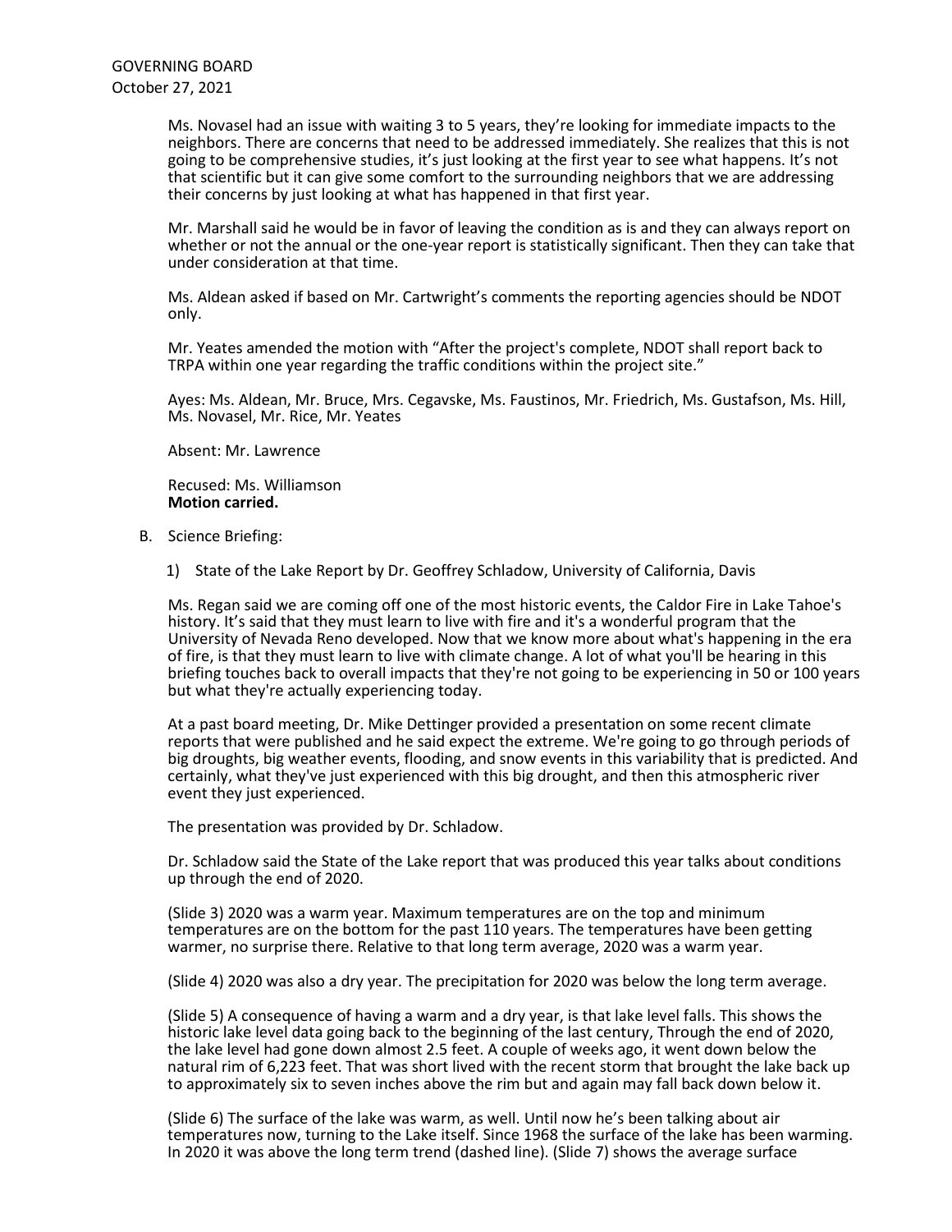Ms. Novasel had an issue with waiting 3 to 5 years, they're looking for immediate impacts to the neighbors. There are concerns that need to be addressed immediately. She realizes that this is not going to be comprehensive studies, it's just looking at the first year to see what happens. It's not that scientific but it can give some comfort to the surrounding neighbors that we are addressing their concerns by just looking at what has happened in that first year.

Mr. Marshall said he would be in favor of leaving the condition as is and they can always report on whether or not the annual or the one-year report is statistically significant. Then they can take that under consideration at that time.

Ms. Aldean asked if based on Mr. Cartwright's comments the reporting agencies should be NDOT only.

Mr. Yeates amended the motion with "After the project's complete, NDOT shall report back to TRPA within one year regarding the traffic conditions within the project site."

Ayes: Ms. Aldean, Mr. Bruce, Mrs. Cegavske, Ms. Faustinos, Mr. Friedrich, Ms. Gustafson, Ms. Hill, Ms. Novasel, Mr. Rice, Mr. Yeates

Absent: Mr. Lawrence

Recused: Ms. Williamson
**Motion carried.**

B. Science Briefing:

1) State of the Lake Report by Dr. Geoffrey Schladow, University of California, Davis

Ms. Regan said we are coming off one of the most historic events, the Caldor Fire in Lake Tahoe's history. It's said that they must learn to live with fire and it's a wonderful program that the University of Nevada Reno developed. Now that we know more about what's happening in the era of fire, is that they must learn to live with climate change. A lot of what you'll be hearing in this briefing touches back to overall impacts that they're not going to be experiencing in 50 or 100 years but what they're actually experiencing today.

At a past board meeting, Dr. Mike Dettinger provided a presentation on some recent climate reports that were published and he said expect the extreme. We're going to go through periods of big droughts, big weather events, flooding, and snow events in this variability that is predicted. And certainly, what they've just experienced with this big drought, and then this atmospheric river event they just experienced.

The presentation was provided by Dr. Schladow.

Dr. Schladow said the State of the Lake report that was produced this year talks about conditions up through the end of 2020.

(Slide 3) 2020 was a warm year. Maximum temperatures are on the top and minimum temperatures are on the bottom for the past 110 years. The temperatures have been getting warmer, no surprise there. Relative to that long term average, 2020 was a warm year.

(Slide 4) 2020 was also a dry year. The precipitation for 2020 was below the long term average.

(Slide 5) A consequence of having a warm and a dry year, is that lake level falls. This shows the historic lake level data going back to the beginning of the last century, Through the end of 2020, the lake level had gone down almost 2.5 feet. A couple of weeks ago, it went down below the natural rim of 6,223 feet. That was short lived with the recent storm that brought the lake back up to approximately six to seven inches above the rim but and again may fall back down below it.

(Slide 6) The surface of the lake was warm, as well. Until now he's been talking about air temperatures now, turning to the Lake itself. Since 1968 the surface of the lake has been warming. In 2020 it was above the long term trend (dashed line). (Slide 7) shows the average surface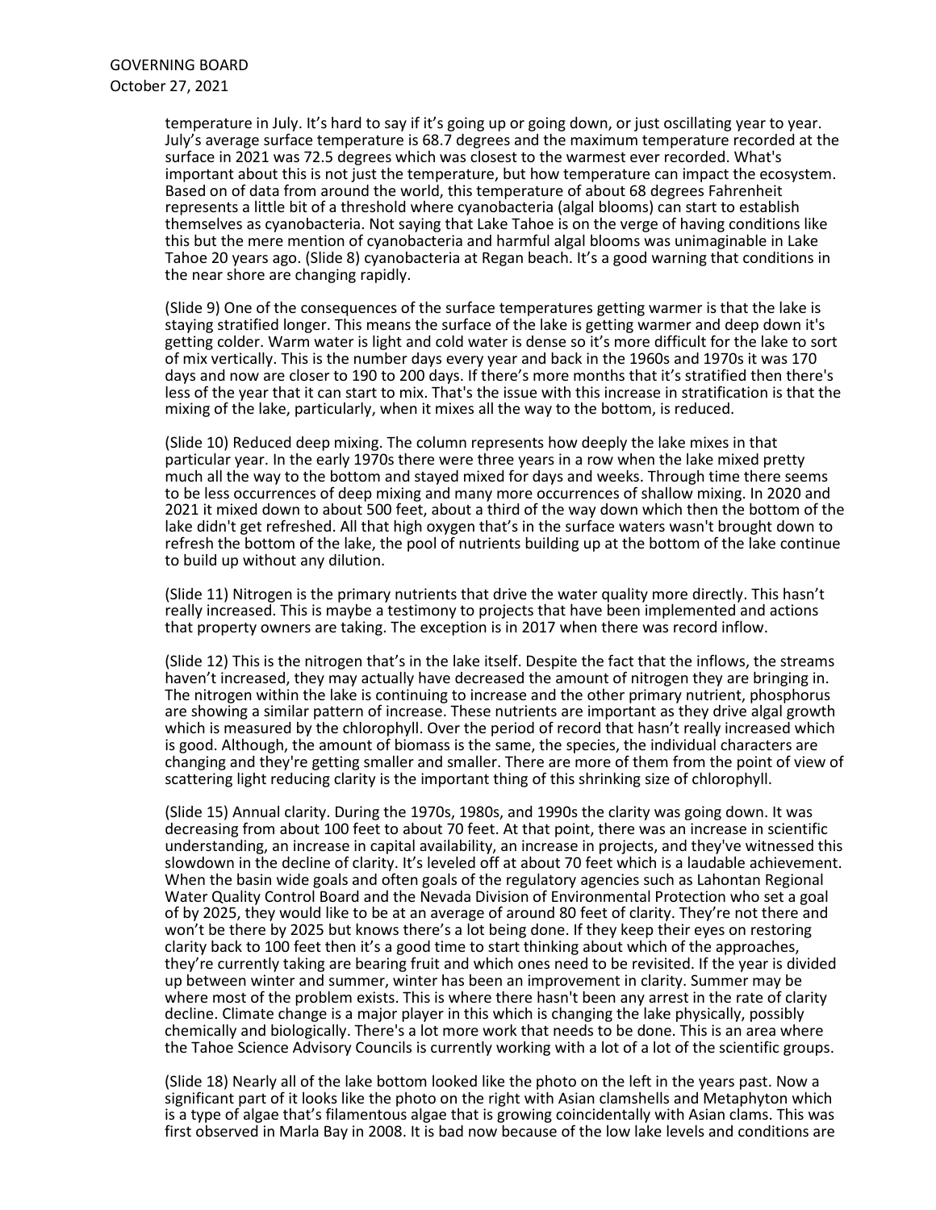temperature in July. It's hard to say if it's going up or going down, or just oscillating year to year. July's average surface temperature is 68.7 degrees and the maximum temperature recorded at the surface in 2021 was 72.5 degrees which was closest to the warmest ever recorded. What's important about this is not just the temperature, but how temperature can impact the ecosystem. Based on of data from around the world, this temperature of about 68 degrees Fahrenheit represents a little bit of a threshold where cyanobacteria (algal blooms) can start to establish themselves as cyanobacteria. Not saying that Lake Tahoe is on the verge of having conditions like this but the mere mention of cyanobacteria and harmful algal blooms was unimaginable in Lake Tahoe 20 years ago. (Slide 8) cyanobacteria at Regan beach. It's a good warning that conditions in the near shore are changing rapidly.

(Slide 9) One of the consequences of the surface temperatures getting warmer is that the lake is staying stratified longer. This means the surface of the lake is getting warmer and deep down it's getting colder. Warm water is light and cold water is dense so it's more difficult for the lake to sort of mix vertically. This is the number days every year and back in the 1960s and 1970s it was 170 days and now are closer to 190 to 200 days. If there's more months that it's stratified then there's less of the year that it can start to mix. That's the issue with this increase in stratification is that the mixing of the lake, particularly, when it mixes all the way to the bottom, is reduced.

(Slide 10) Reduced deep mixing. The column represents how deeply the lake mixes in that particular year. In the early 1970s there were three years in a row when the lake mixed pretty much all the way to the bottom and stayed mixed for days and weeks. Through time there seems to be less occurrences of deep mixing and many more occurrences of shallow mixing. In 2020 and 2021 it mixed down to about 500 feet, about a third of the way down which then the bottom of the lake didn't get refreshed. All that high oxygen that's in the surface waters wasn't brought down to refresh the bottom of the lake, the pool of nutrients building up at the bottom of the lake continue to build up without any dilution.

(Slide 11) Nitrogen is the primary nutrients that drive the water quality more directly. This hasn't really increased. This is maybe a testimony to projects that have been implemented and actions that property owners are taking. The exception is in 2017 when there was record inflow.

(Slide 12) This is the nitrogen that's in the lake itself. Despite the fact that the inflows, the streams haven't increased, they may actually have decreased the amount of nitrogen they are bringing in. The nitrogen within the lake is continuing to increase and the other primary nutrient, phosphorus are showing a similar pattern of increase. These nutrients are important as they drive algal growth which is measured by the chlorophyll. Over the period of record that hasn't really increased which is good. Although, the amount of biomass is the same, the species, the individual characters are changing and they're getting smaller and smaller. There are more of them from the point of view of scattering light reducing clarity is the important thing of this shrinking size of chlorophyll.

(Slide 15) Annual clarity. During the 1970s, 1980s, and 1990s the clarity was going down. It was decreasing from about 100 feet to about 70 feet. At that point, there was an increase in scientific understanding, an increase in capital availability, an increase in projects, and they've witnessed this slowdown in the decline of clarity. It's leveled off at about 70 feet which is a laudable achievement. When the basin wide goals and often goals of the regulatory agencies such as Lahontan Regional Water Quality Control Board and the Nevada Division of Environmental Protection who set a goal of by 2025, they would like to be at an average of around 80 feet of clarity. They're not there and won't be there by 2025 but knows there's a lot being done. If they keep their eyes on restoring clarity back to 100 feet then it's a good time to start thinking about which of the approaches, they're currently taking are bearing fruit and which ones need to be revisited. If the year is divided up between winter and summer, winter has been an improvement in clarity. Summer may be where most of the problem exists. This is where there hasn't been any arrest in the rate of clarity decline. Climate change is a major player in this which is changing the lake physically, possibly chemically and biologically. There's a lot more work that needs to be done. This is an area where the Tahoe Science Advisory Councils is currently working with a lot of a lot of the scientific groups.

(Slide 18) Nearly all of the lake bottom looked like the photo on the left in the years past. Now a significant part of it looks like the photo on the right with Asian clamshells and Metaphyton which is a type of algae that's filamentous algae that is growing coincidentally with Asian clams. This was first observed in Marla Bay in 2008. It is bad now because of the low lake levels and conditions are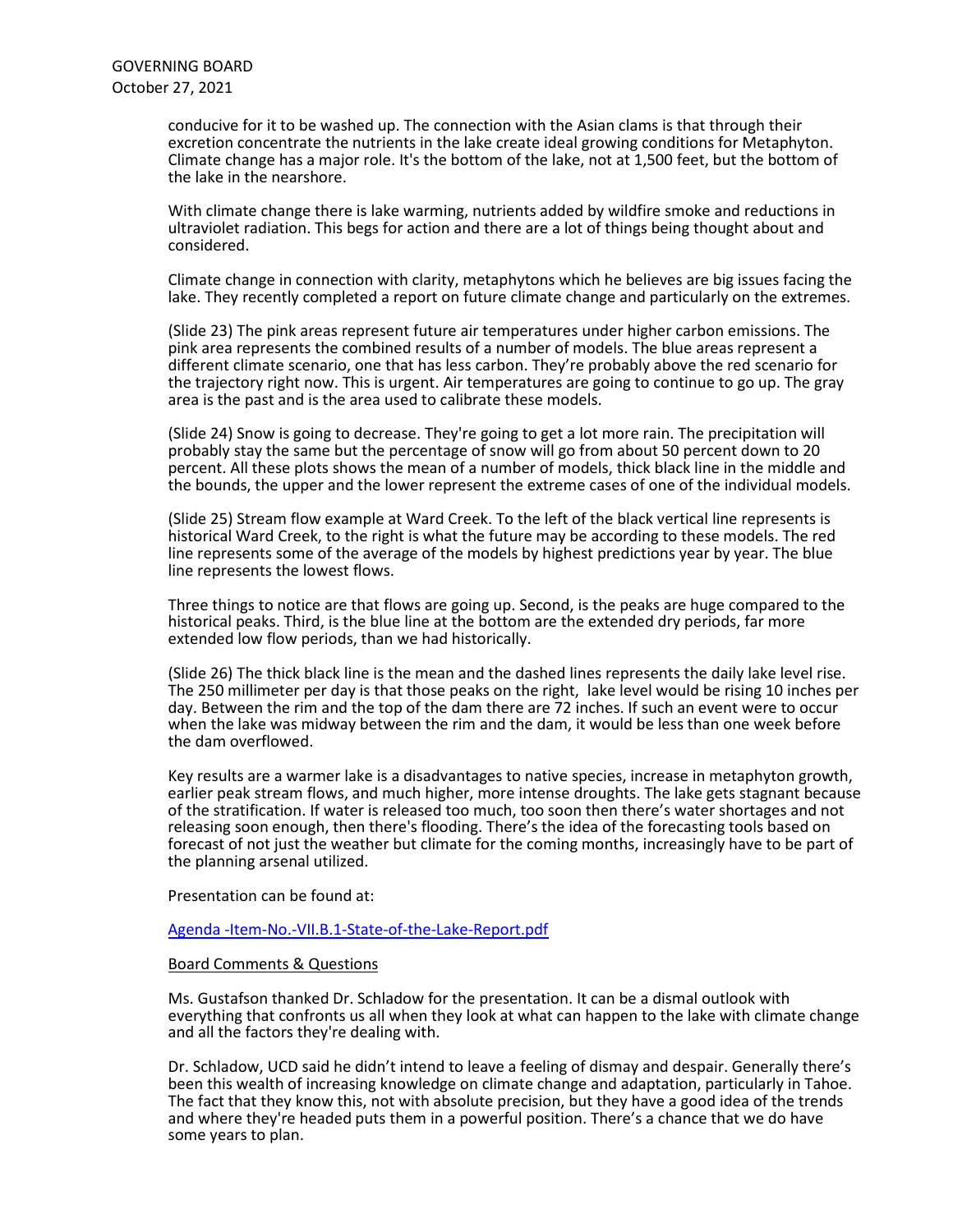conducive for it to be washed up. The connection with the Asian clams is that through their excretion concentrate the nutrients in the lake create ideal growing conditions for Metaphyton. Climate change has a major role. It's the bottom of the lake, not at 1,500 feet, but the bottom of the lake in the nearshore.

With climate change there is lake warming, nutrients added by wildfire smoke and reductions in ultraviolet radiation. This begs for action and there are a lot of things being thought about and considered.

Climate change in connection with clarity, metaphytons which he believes are big issues facing the lake. They recently completed a report on future climate change and particularly on the extremes.

(Slide 23) The pink areas represent future air temperatures under higher carbon emissions. The pink area represents the combined results of a number of models. The blue areas represent a different climate scenario, one that has less carbon. They're probably above the red scenario for the trajectory right now. This is urgent. Air temperatures are going to continue to go up. The gray area is the past and is the area used to calibrate these models.

(Slide 24) Snow is going to decrease. They're going to get a lot more rain. The precipitation will probably stay the same but the percentage of snow will go from about 50 percent down to 20 percent. All these plots shows the mean of a number of models, thick black line in the middle and the bounds, the upper and the lower represent the extreme cases of one of the individual models.

(Slide 25) Stream flow example at Ward Creek. To the left of the black vertical line represents is historical Ward Creek, to the right is what the future may be according to these models. The red line represents some of the average of the models by highest predictions year by year. The blue line represents the lowest flows.

Three things to notice are that flows are going up. Second, is the peaks are huge compared to the historical peaks. Third, is the blue line at the bottom are the extended dry periods, far more extended low flow periods, than we had historically.

(Slide 26) The thick black line is the mean and the dashed lines represents the daily lake level rise. The 250 millimeter per day is that those peaks on the right, lake level would be rising 10 inches per day. Between the rim and the top of the dam there are 72 inches. If such an event were to occur when the lake was midway between the rim and the dam, it would be less than one week before the dam overflowed.

Key results are a warmer lake is a disadvantages to native species, increase in metaphyton growth, earlier peak stream flows, and much higher, more intense droughts. The lake gets stagnant because of the stratification. If water is released too much, too soon then there's water shortages and not releasing soon enough, then there's flooding. There's the idea of the forecasting tools based on forecast of not just the weather but climate for the coming months, increasingly have to be part of the planning arsenal utilized.

Presentation can be found at:

[Agenda -Item-No.-VII.B.1-State-of-the-Lake-Report.pdf]

Board Comments & Questions

Ms. Gustafson thanked Dr. Schladow for the presentation. It can be a dismal outlook with everything that confronts us all when they look at what can happen to the lake with climate change and all the factors they're dealing with.

Dr. Schladow, UCD said he didn't intend to leave a feeling of dismay and despair. Generally there's been this wealth of increasing knowledge on climate change and adaptation, particularly in Tahoe. The fact that they know this, not with absolute precision, but they have a good idea of the trends and where they're headed puts them in a powerful position. There's a chance that we do have some years to plan.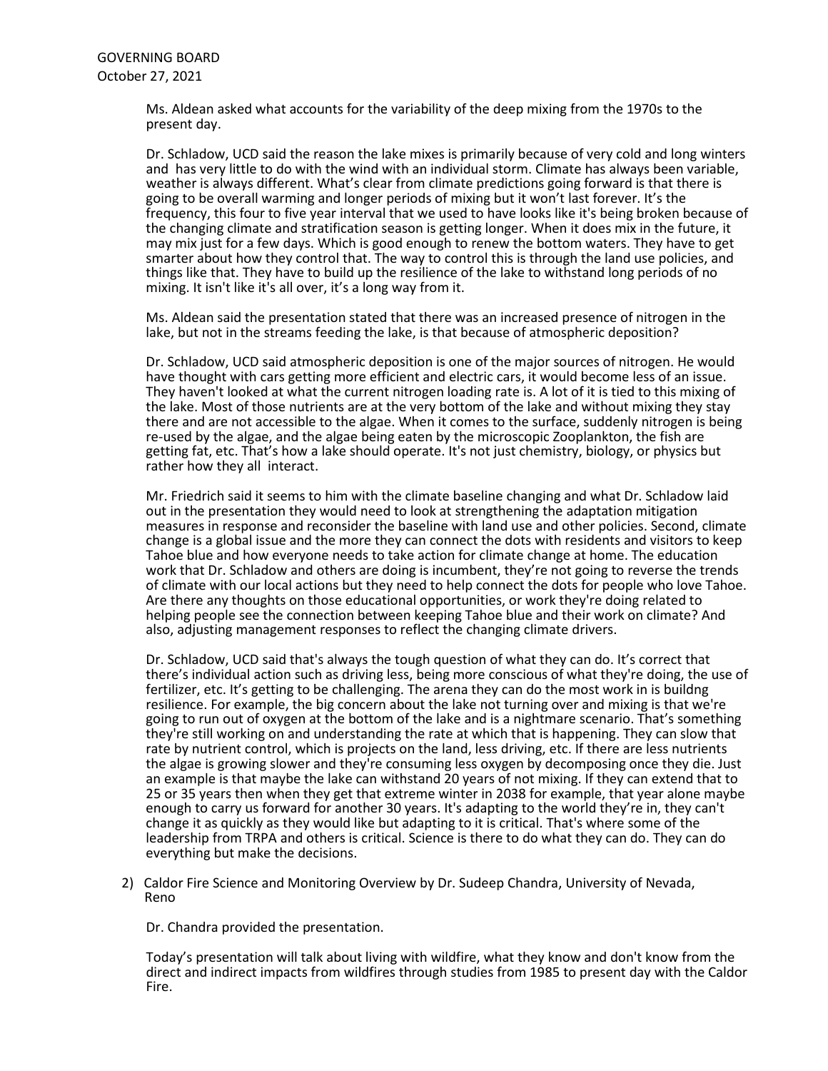Ms. Aldean asked what accounts for the variability of the deep mixing from the 1970s to the present day.

Dr. Schladow, UCD said the reason the lake mixes is primarily because of very cold and long winters and has very little to do with the wind with an individual storm. Climate has always been variable, weather is always different. What's clear from climate predictions going forward is that there is going to be overall warming and longer periods of mixing but it won't last forever. It's the frequency, this four to five year interval that we used to have looks like it's being broken because of the changing climate and stratification season is getting longer. When it does mix in the future, it may mix just for a few days. Which is good enough to renew the bottom waters. They have to get smarter about how they control that. The way to control this is through the land use policies, and things like that. They have to build up the resilience of the lake to withstand long periods of no mixing. It isn't like it's all over, it's a long way from it.

Ms. Aldean said the presentation stated that there was an increased presence of nitrogen in the lake, but not in the streams feeding the lake, is that because of atmospheric deposition?

Dr. Schladow, UCD said atmospheric deposition is one of the major sources of nitrogen. He would have thought with cars getting more efficient and electric cars, it would become less of an issue. They haven't looked at what the current nitrogen loading rate is. A lot of it is tied to this mixing of the lake. Most of those nutrients are at the very bottom of the lake and without mixing they stay there and are not accessible to the algae. When it comes to the surface, suddenly nitrogen is being re-used by the algae, and the algae being eaten by the microscopic Zooplankton, the fish are getting fat, etc. That's how a lake should operate. It's not just chemistry, biology, or physics but rather how they all interact.

Mr. Friedrich said it seems to him with the climate baseline changing and what Dr. Schladow laid out in the presentation they would need to look at strengthening the adaptation mitigation measures in response and reconsider the baseline with land use and other policies. Second, climate change is a global issue and the more they can connect the dots with residents and visitors to keep Tahoe blue and how everyone needs to take action for climate change at home. The education work that Dr. Schladow and others are doing is incumbent, they're not going to reverse the trends of climate with our local actions but they need to help connect the dots for people who love Tahoe. Are there any thoughts on those educational opportunities, or work they're doing related to helping people see the connection between keeping Tahoe blue and their work on climate? And also, adjusting management responses to reflect the changing climate drivers.

Dr. Schladow, UCD said that's always the tough question of what they can do. It's correct that there's individual action such as driving less, being more conscious of what they're doing, the use of fertilizer, etc. It's getting to be challenging. The arena they can do the most work in is buildng resilience. For example, the big concern about the lake not turning over and mixing is that we're going to run out of oxygen at the bottom of the lake and is a nightmare scenario. That's something they're still working on and understanding the rate at which that is happening. They can slow that rate by nutrient control, which is projects on the land, less driving, etc. If there are less nutrients the algae is growing slower and they're consuming less oxygen by decomposing once they die. Just an example is that maybe the lake can withstand 20 years of not mixing. If they can extend that to 25 or 35 years then when they get that extreme winter in 2038 for example, that year alone maybe enough to carry us forward for another 30 years. It's adapting to the world they're in, they can't change it as quickly as they would like but adapting to it is critical. That's where some of the leadership from TRPA and others is critical. Science is there to do what they can do. They can do everything but make the decisions.

2) Caldor Fire Science and Monitoring Overview by Dr. Sudeep Chandra, University of Nevada, Reno

Dr. Chandra provided the presentation.

Today's presentation will talk about living with wildfire, what they know and don't know from the direct and indirect impacts from wildfires through studies from 1985 to present day with the Caldor Fire.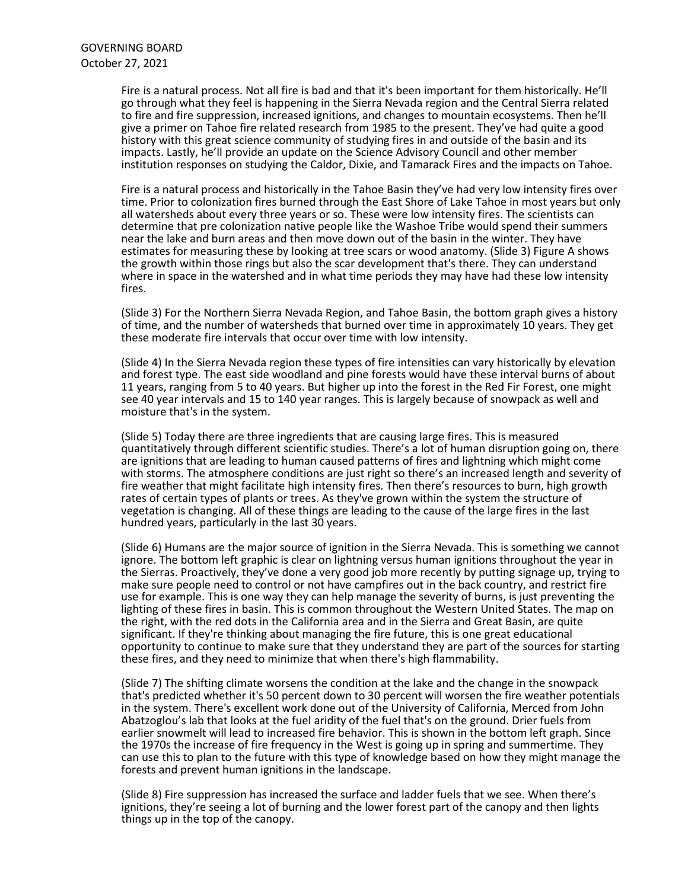Fire is a natural process. Not all fire is bad and that it's been important for them historically. He'll go through what they feel is happening in the Sierra Nevada region and the Central Sierra related to fire and fire suppression, increased ignitions, and changes to mountain ecosystems. Then he'll give a primer on Tahoe fire related research from 1985 to the present. They've had quite a good history with this great science community of studying fires in and outside of the basin and its impacts. Lastly, he'll provide an update on the Science Advisory Council and other member institution responses on studying the Caldor, Dixie, and Tamarack Fires and the impacts on Tahoe.

Fire is a natural process and historically in the Tahoe Basin they've had very low intensity fires over time. Prior to colonization fires burned through the East Shore of Lake Tahoe in most years but only all watersheds about every three years or so. These were low intensity fires. The scientists can determine that pre colonization native people like the Washoe Tribe would spend their summers near the lake and burn areas and then move down out of the basin in the winter. They have estimates for measuring these by looking at tree scars or wood anatomy. (Slide 3) Figure A shows the growth within those rings but also the scar development that's there. They can understand where in space in the watershed and in what time periods they may have had these low intensity fires.

(Slide 3) For the Northern Sierra Nevada Region, and Tahoe Basin, the bottom graph gives a history of time, and the number of watersheds that burned over time in approximately 10 years. They get these moderate fire intervals that occur over time with low intensity.

(Slide 4) In the Sierra Nevada region these types of fire intensities can vary historically by elevation and forest type. The east side woodland and pine forests would have these interval burns of about 11 years, ranging from 5 to 40 years. But higher up into the forest in the Red Fir Forest, one might see 40 year intervals and 15 to 140 year ranges. This is largely because of snowpack as well and moisture that's in the system.

(Slide 5) Today there are three ingredients that are causing large fires. This is measured quantitatively through different scientific studies. There's a lot of human disruption going on, there are ignitions that are leading to human caused patterns of fires and lightning which might come with storms. The atmosphere conditions are just right so there's an increased length and severity of fire weather that might facilitate high intensity fires. Then there's resources to burn, high growth rates of certain types of plants or trees. As they've grown within the system the structure of vegetation is changing. All of these things are leading to the cause of the large fires in the last hundred years, particularly in the last 30 years.

(Slide 6) Humans are the major source of ignition in the Sierra Nevada. This is something we cannot ignore. The bottom left graphic is clear on lightning versus human ignitions throughout the year in the Sierras. Proactively, they've done a very good job more recently by putting signage up, trying to make sure people need to control or not have campfires out in the back country, and restrict fire use for example. This is one way they can help manage the severity of burns, is just preventing the lighting of these fires in basin. This is common throughout the Western United States. The map on the right, with the red dots in the California area and in the Sierra and Great Basin, are quite significant. If they're thinking about managing the fire future, this is one great educational opportunity to continue to make sure that they understand they are part of the sources for starting these fires, and they need to minimize that when there's high flammability.

(Slide 7) The shifting climate worsens the condition at the lake and the change in the snowpack that's predicted whether it's 50 percent down to 30 percent will worsen the fire weather potentials in the system. There's excellent work done out of the University of California, Merced from John Abatzoglou's lab that looks at the fuel aridity of the fuel that's on the ground. Drier fuels from earlier snowmelt will lead to increased fire behavior. This is shown in the bottom left graph. Since the 1970s the increase of fire frequency in the West is going up in spring and summertime. They can use this to plan to the future with this type of knowledge based on how they might manage the forests and prevent human ignitions in the landscape.

(Slide 8) Fire suppression has increased the surface and ladder fuels that we see. When there's ignitions, they're seeing a lot of burning and the lower forest part of the canopy and then lights things up in the top of the canopy.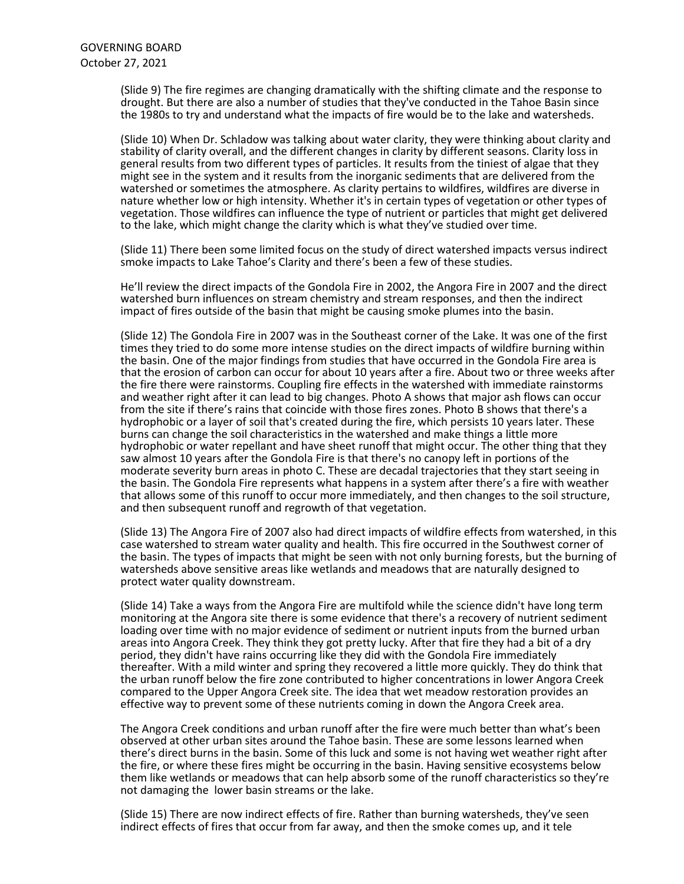(Slide 9) The fire regimes are changing dramatically with the shifting climate and the response to drought. But there are also a number of studies that they've conducted in the Tahoe Basin since the 1980s to try and understand what the impacts of fire would be to the lake and watersheds.

(Slide 10) When Dr. Schladow was talking about water clarity, they were thinking about clarity and stability of clarity overall, and the different changes in clarity by different seasons. Clarity loss in general results from two different types of particles. It results from the tiniest of algae that they might see in the system and it results from the inorganic sediments that are delivered from the watershed or sometimes the atmosphere. As clarity pertains to wildfires, wildfires are diverse in nature whether low or high intensity. Whether it's in certain types of vegetation or other types of vegetation. Those wildfires can influence the type of nutrient or particles that might get delivered to the lake, which might change the clarity which is what they've studied over time.

(Slide 11) There been some limited focus on the study of direct watershed impacts versus indirect smoke impacts to Lake Tahoe's Clarity and there's been a few of these studies.

He'll review the direct impacts of the Gondola Fire in 2002, the Angora Fire in 2007 and the direct watershed burn influences on stream chemistry and stream responses, and then the indirect impact of fires outside of the basin that might be causing smoke plumes into the basin.

(Slide 12) The Gondola Fire in 2007 was in the Southeast corner of the Lake. It was one of the first times they tried to do some more intense studies on the direct impacts of wildfire burning within the basin. One of the major findings from studies that have occurred in the Gondola Fire area is that the erosion of carbon can occur for about 10 years after a fire. About two or three weeks after the fire there were rainstorms. Coupling fire effects in the watershed with immediate rainstorms and weather right after it can lead to big changes. Photo A shows that major ash flows can occur from the site if there's rains that coincide with those fires zones. Photo B shows that there's a hydrophobic or a layer of soil that's created during the fire, which persists 10 years later. These burns can change the soil characteristics in the watershed and make things a little more hydrophobic or water repellant and have sheet runoff that might occur. The other thing that they saw almost 10 years after the Gondola Fire is that there's no canopy left in portions of the moderate severity burn areas in photo C. These are decadal trajectories that they start seeing in the basin. The Gondola Fire represents what happens in a system after there's a fire with weather that allows some of this runoff to occur more immediately, and then changes to the soil structure, and then subsequent runoff and regrowth of that vegetation.

(Slide 13) The Angora Fire of 2007 also had direct impacts of wildfire effects from watershed, in this case watershed to stream water quality and health. This fire occurred in the Southwest corner of the basin. The types of impacts that might be seen with not only burning forests, but the burning of watersheds above sensitive areas like wetlands and meadows that are naturally designed to protect water quality downstream.

(Slide 14) Take a ways from the Angora Fire are multifold while the science didn't have long term monitoring at the Angora site there is some evidence that there's a recovery of nutrient sediment loading over time with no major evidence of sediment or nutrient inputs from the burned urban areas into Angora Creek. They think they got pretty lucky. After that fire they had a bit of a dry period, they didn't have rains occurring like they did with the Gondola Fire immediately thereafter. With a mild winter and spring they recovered a little more quickly. They do think that the urban runoff below the fire zone contributed to higher concentrations in lower Angora Creek compared to the Upper Angora Creek site. The idea that wet meadow restoration provides an effective way to prevent some of these nutrients coming in down the Angora Creek area.

The Angora Creek conditions and urban runoff after the fire were much better than what's been observed at other urban sites around the Tahoe basin. These are some lessons learned when there's direct burns in the basin. Some of this luck and some is not having wet weather right after the fire, or where these fires might be occurring in the basin. Having sensitive ecosystems below them like wetlands or meadows that can help absorb some of the runoff characteristics so they're not damaging the lower basin streams or the lake.

(Slide 15) There are now indirect effects of fire. Rather than burning watersheds, they've seen indirect effects of fires that occur from far away, and then the smoke comes up, and it tele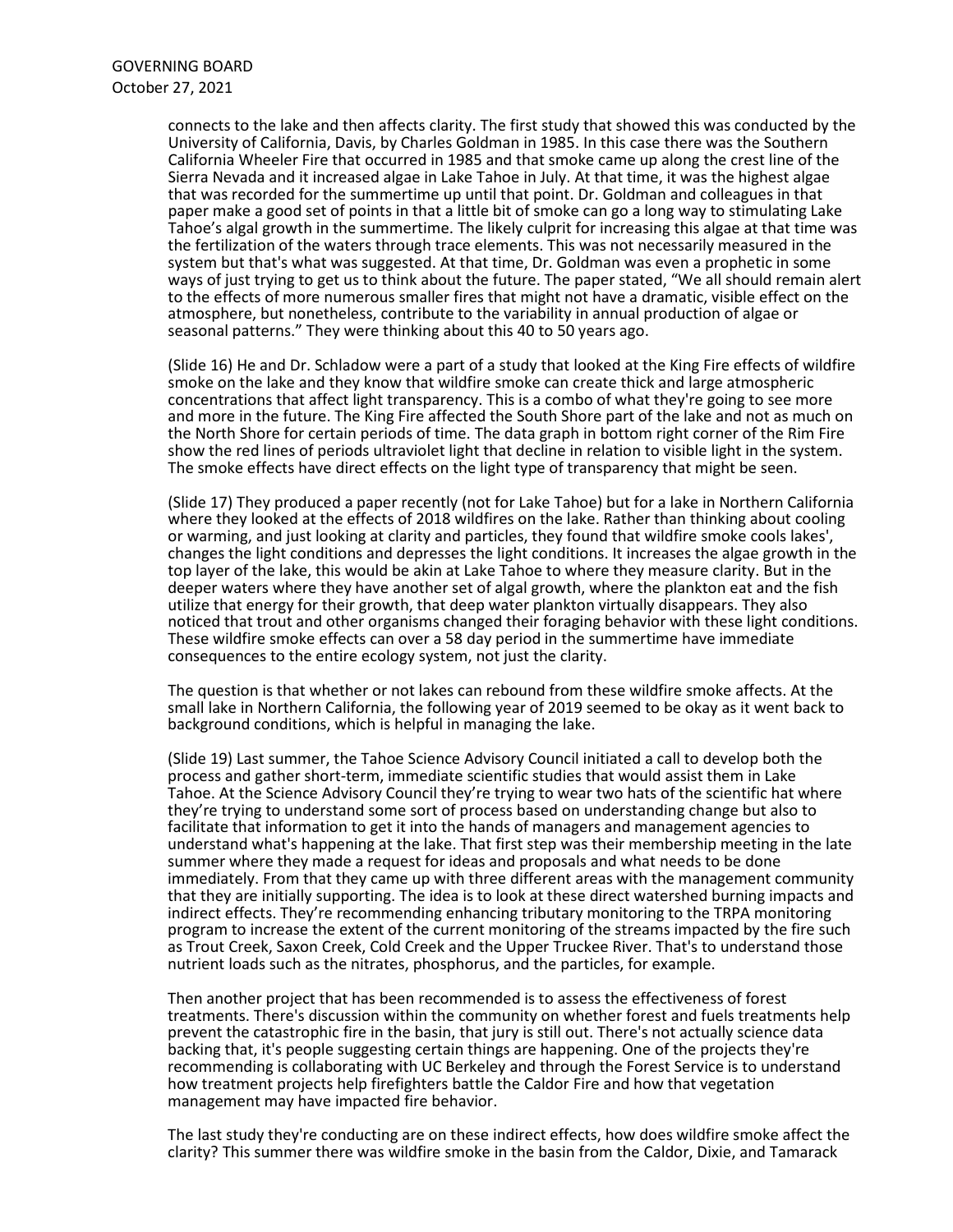connects to the lake and then affects clarity. The first study that showed this was conducted by the University of California, Davis, by Charles Goldman in 1985. In this case there was the Southern California Wheeler Fire that occurred in 1985 and that smoke came up along the crest line of the Sierra Nevada and it increased algae in Lake Tahoe in July. At that time, it was the highest algae that was recorded for the summertime up until that point. Dr. Goldman and colleagues in that paper make a good set of points in that a little bit of smoke can go a long way to stimulating Lake Tahoe's algal growth in the summertime. The likely culprit for increasing this algae at that time was the fertilization of the waters through trace elements. This was not necessarily measured in the system but that's what was suggested. At that time, Dr. Goldman was even a prophetic in some ways of just trying to get us to think about the future. The paper stated, "We all should remain alert to the effects of more numerous smaller fires that might not have a dramatic, visible effect on the atmosphere, but nonetheless, contribute to the variability in annual production of algae or seasonal patterns." They were thinking about this 40 to 50 years ago.

(Slide 16) He and Dr. Schladow were a part of a study that looked at the King Fire effects of wildfire smoke on the lake and they know that wildfire smoke can create thick and large atmospheric concentrations that affect light transparency. This is a combo of what they're going to see more and more in the future. The King Fire affected the South Shore part of the lake and not as much on the North Shore for certain periods of time. The data graph in bottom right corner of the Rim Fire show the red lines of periods ultraviolet light that decline in relation to visible light in the system. The smoke effects have direct effects on the light type of transparency that might be seen.

(Slide 17) They produced a paper recently (not for Lake Tahoe) but for a lake in Northern California where they looked at the effects of 2018 wildfires on the lake. Rather than thinking about cooling or warming, and just looking at clarity and particles, they found that wildfire smoke cools lakes', changes the light conditions and depresses the light conditions. It increases the algae growth in the top layer of the lake, this would be akin at Lake Tahoe to where they measure clarity. But in the deeper waters where they have another set of algal growth, where the plankton eat and the fish utilize that energy for their growth, that deep water plankton virtually disappears. They also noticed that trout and other organisms changed their foraging behavior with these light conditions. These wildfire smoke effects can over a 58 day period in the summertime have immediate consequences to the entire ecology system, not just the clarity.

The question is that whether or not lakes can rebound from these wildfire smoke affects. At the small lake in Northern California, the following year of 2019 seemed to be okay as it went back to background conditions, which is helpful in managing the lake.

(Slide 19) Last summer, the Tahoe Science Advisory Council initiated a call to develop both the process and gather short-term, immediate scientific studies that would assist them in Lake Tahoe. At the Science Advisory Council they're trying to wear two hats of the scientific hat where they're trying to understand some sort of process based on understanding change but also to facilitate that information to get it into the hands of managers and management agencies to understand what's happening at the lake. That first step was their membership meeting in the late summer where they made a request for ideas and proposals and what needs to be done immediately. From that they came up with three different areas with the management community that they are initially supporting. The idea is to look at these direct watershed burning impacts and indirect effects. They're recommending enhancing tributary monitoring to the TRPA monitoring program to increase the extent of the current monitoring of the streams impacted by the fire such as Trout Creek, Saxon Creek, Cold Creek and the Upper Truckee River. That's to understand those nutrient loads such as the nitrates, phosphorus, and the particles, for example.

Then another project that has been recommended is to assess the effectiveness of forest treatments. There's discussion within the community on whether forest and fuels treatments help prevent the catastrophic fire in the basin, that jury is still out. There's not actually science data backing that, it's people suggesting certain things are happening. One of the projects they're recommending is collaborating with UC Berkeley and through the Forest Service is to understand how treatment projects help firefighters battle the Caldor Fire and how that vegetation management may have impacted fire behavior.

The last study they're conducting are on these indirect effects, how does wildfire smoke affect the clarity? This summer there was wildfire smoke in the basin from the Caldor, Dixie, and Tamarack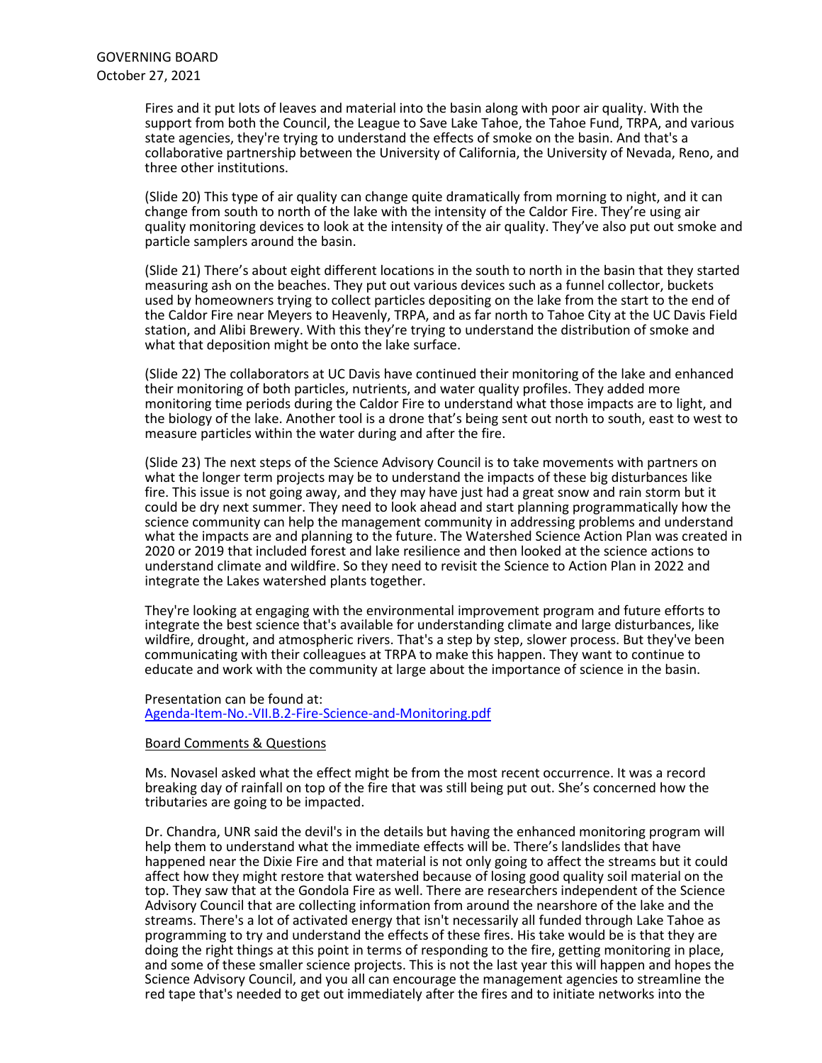Fires and it put lots of leaves and material into the basin along with poor air quality. With the support from both the Council, the League to Save Lake Tahoe, the Tahoe Fund, TRPA, and various state agencies, they're trying to understand the effects of smoke on the basin. And that's a collaborative partnership between the University of California, the University of Nevada, Reno, and three other institutions.

(Slide 20) This type of air quality can change quite dramatically from morning to night, and it can change from south to north of the lake with the intensity of the Caldor Fire. They're using air quality monitoring devices to look at the intensity of the air quality. They've also put out smoke and particle samplers around the basin.

(Slide 21) There's about eight different locations in the south to north in the basin that they started measuring ash on the beaches. They put out various devices such as a funnel collector, buckets used by homeowners trying to collect particles depositing on the lake from the start to the end of the Caldor Fire near Meyers to Heavenly, TRPA, and as far north to Tahoe City at the UC Davis Field station, and Alibi Brewery. With this they're trying to understand the distribution of smoke and what that deposition might be onto the lake surface.

(Slide 22) The collaborators at UC Davis have continued their monitoring of the lake and enhanced their monitoring of both particles, nutrients, and water quality profiles. They added more monitoring time periods during the Caldor Fire to understand what those impacts are to light, and the biology of the lake. Another tool is a drone that's being sent out north to south, east to west to measure particles within the water during and after the fire.

(Slide 23) The next steps of the Science Advisory Council is to take movements with partners on what the longer term projects may be to understand the impacts of these big disturbances like fire. This issue is not going away, and they may have just had a great snow and rain storm but it could be dry next summer. They need to look ahead and start planning programmatically how the science community can help the management community in addressing problems and understand what the impacts are and planning to the future. The Watershed Science Action Plan was created in 2020 or 2019 that included forest and lake resilience and then looked at the science actions to understand climate and wildfire. So they need to revisit the Science to Action Plan in 2022 and integrate the Lakes watershed plants together.

They're looking at engaging with the environmental improvement program and future efforts to integrate the best science that's available for understanding climate and large disturbances, like wildfire, drought, and atmospheric rivers. That's a step by step, slower process. But they've been communicating with their colleagues at TRPA to make this happen. They want to continue to educate and work with the community at large about the importance of science in the basin.

Presentation can be found at:
[Agenda-Item-No.-VII.B.2-Fire-Science-and-Monitoring.pdf]

Board Comments & Questions

Ms. Novasel asked what the effect might be from the most recent occurrence. It was a record breaking day of rainfall on top of the fire that was still being put out. She's concerned how the tributaries are going to be impacted.

Dr. Chandra, UNR said the devil's in the details but having the enhanced monitoring program will help them to understand what the immediate effects will be. There's landslides that have happened near the Dixie Fire and that material is not only going to affect the streams but it could affect how they might restore that watershed because of losing good quality soil material on the top. They saw that at the Gondola Fire as well. There are researchers independent of the Science Advisory Council that are collecting information from around the nearshore of the lake and the streams. There's a lot of activated energy that isn't necessarily all funded through Lake Tahoe as programming to try and understand the effects of these fires. His take would be is that they are doing the right things at this point in terms of responding to the fire, getting monitoring in place, and some of these smaller science projects. This is not the last year this will happen and hopes the Science Advisory Council, and you all can encourage the management agencies to streamline the red tape that's needed to get out immediately after the fires and to initiate networks into the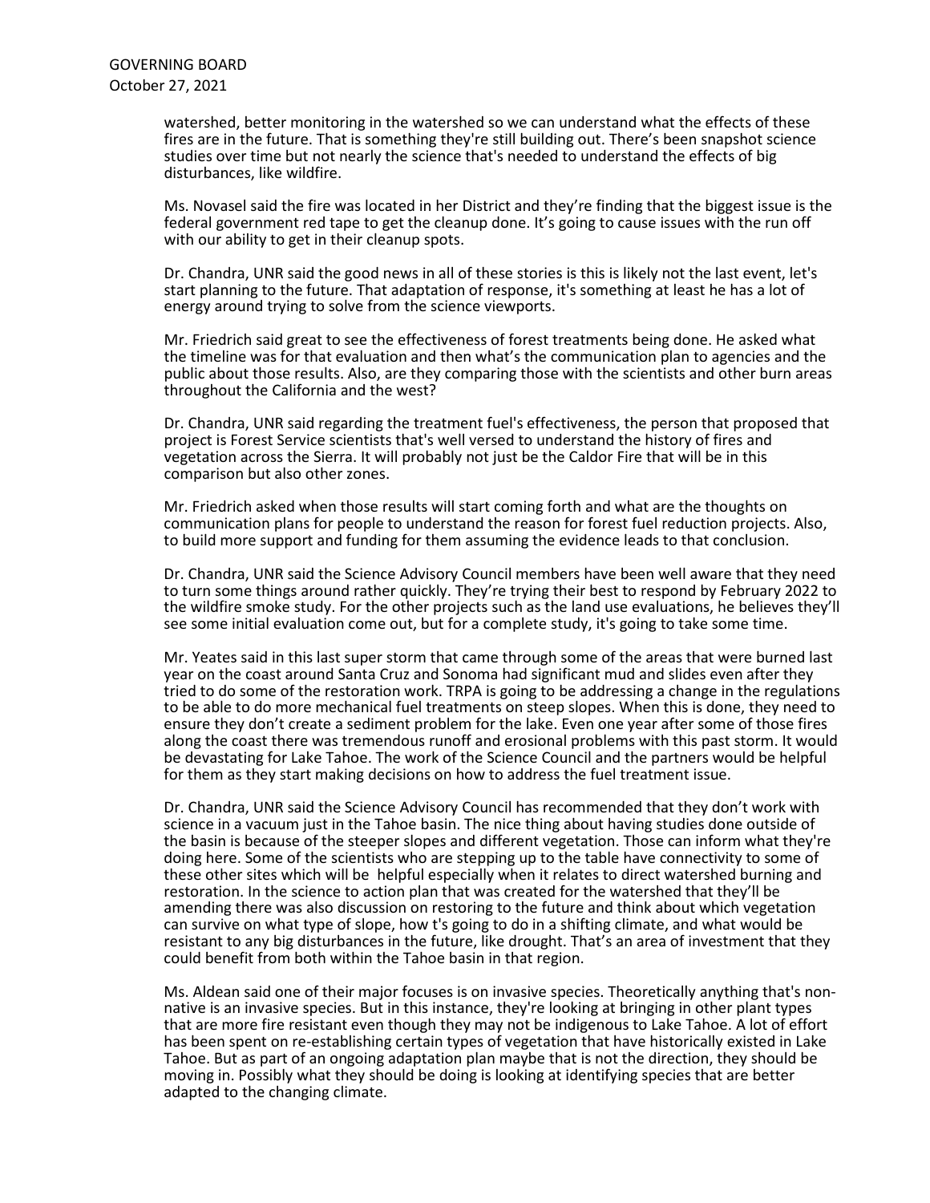watershed, better monitoring in the watershed so we can understand what the effects of these fires are in the future. That is something they're still building out. There's been snapshot science studies over time but not nearly the science that's needed to understand the effects of big disturbances, like wildfire.

Ms. Novasel said the fire was located in her District and they're finding that the biggest issue is the federal government red tape to get the cleanup done. It's going to cause issues with the run off with our ability to get in their cleanup spots.

Dr. Chandra, UNR said the good news in all of these stories is this is likely not the last event, let's start planning to the future. That adaptation of response, it's something at least he has a lot of energy around trying to solve from the science viewports.

Mr. Friedrich said great to see the effectiveness of forest treatments being done. He asked what the timeline was for that evaluation and then what's the communication plan to agencies and the public about those results. Also, are they comparing those with the scientists and other burn areas throughout the California and the west?

Dr. Chandra, UNR said regarding the treatment fuel's effectiveness, the person that proposed that project is Forest Service scientists that's well versed to understand the history of fires and vegetation across the Sierra. It will probably not just be the Caldor Fire that will be in this comparison but also other zones.

Mr. Friedrich asked when those results will start coming forth and what are the thoughts on communication plans for people to understand the reason for forest fuel reduction projects. Also, to build more support and funding for them assuming the evidence leads to that conclusion.

Dr. Chandra, UNR said the Science Advisory Council members have been well aware that they need to turn some things around rather quickly. They're trying their best to respond by February 2022 to the wildfire smoke study. For the other projects such as the land use evaluations, he believes they'll see some initial evaluation come out, but for a complete study, it's going to take some time.

Mr. Yeates said in this last super storm that came through some of the areas that were burned last year on the coast around Santa Cruz and Sonoma had significant mud and slides even after they tried to do some of the restoration work. TRPA is going to be addressing a change in the regulations to be able to do more mechanical fuel treatments on steep slopes. When this is done, they need to ensure they don't create a sediment problem for the lake. Even one year after some of those fires along the coast there was tremendous runoff and erosional problems with this past storm. It would be devastating for Lake Tahoe. The work of the Science Council and the partners would be helpful for them as they start making decisions on how to address the fuel treatment issue.

Dr. Chandra, UNR said the Science Advisory Council has recommended that they don't work with science in a vacuum just in the Tahoe basin. The nice thing about having studies done outside of the basin is because of the steeper slopes and different vegetation. Those can inform what they're doing here. Some of the scientists who are stepping up to the table have connectivity to some of these other sites which will be helpful especially when it relates to direct watershed burning and restoration. In the science to action plan that was created for the watershed that they'll be amending there was also discussion on restoring to the future and think about which vegetation can survive on what type of slope, how t's going to do in a shifting climate, and what would be resistant to any big disturbances in the future, like drought. That's an area of investment that they could benefit from both within the Tahoe basin in that region.

Ms. Aldean said one of their major focuses is on invasive species. Theoretically anything that's non-native is an invasive species. But in this instance, they're looking at bringing in other plant types that are more fire resistant even though they may not be indigenous to Lake Tahoe. A lot of effort has been spent on re-establishing certain types of vegetation that have historically existed in Lake Tahoe. But as part of an ongoing adaptation plan maybe that is not the direction, they should be moving in. Possibly what they should be doing is looking at identifying species that are better adapted to the changing climate.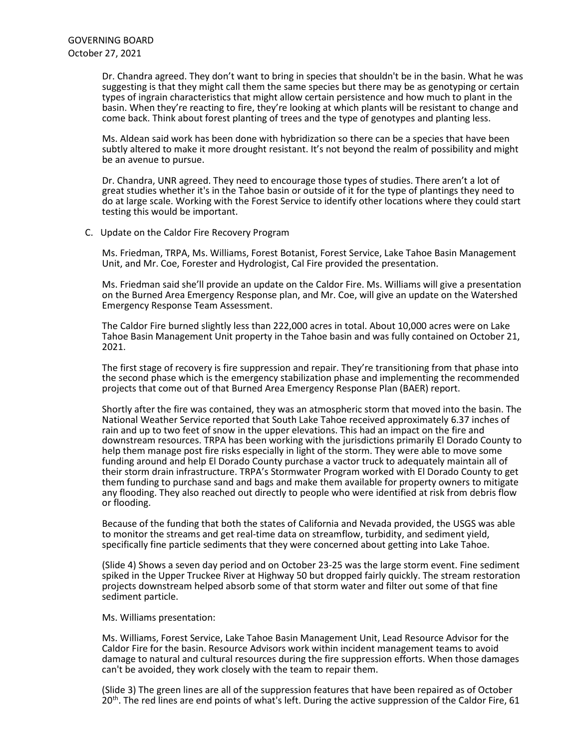Dr. Chandra agreed. They don't want to bring in species that shouldn't be in the basin. What he was suggesting is that they might call them the same species but there may be as genotyping or certain types of ingrain characteristics that might allow certain persistence and how much to plant in the basin. When they're reacting to fire, they're looking at which plants will be resistant to change and come back. Think about forest planting of trees and the type of genotypes and planting less.

Ms. Aldean said work has been done with hybridization so there can be a species that have been subtly altered to make it more drought resistant. It's not beyond the realm of possibility and might be an avenue to pursue.

Dr. Chandra, UNR agreed. They need to encourage those types of studies. There aren't a lot of great studies whether it's in the Tahoe basin or outside of it for the type of plantings they need to do at large scale. Working with the Forest Service to identify other locations where they could start testing this would be important.

C. Update on the Caldor Fire Recovery Program

Ms. Friedman, TRPA, Ms. Williams, Forest Botanist, Forest Service, Lake Tahoe Basin Management Unit, and Mr. Coe, Forester and Hydrologist, Cal Fire provided the presentation.

Ms. Friedman said she'll provide an update on the Caldor Fire. Ms. Williams will give a presentation on the Burned Area Emergency Response plan, and Mr. Coe, will give an update on the Watershed Emergency Response Team Assessment.

The Caldor Fire burned slightly less than 222,000 acres in total. About 10,000 acres were on Lake Tahoe Basin Management Unit property in the Tahoe basin and was fully contained on October 21, 2021.

The first stage of recovery is fire suppression and repair. They're transitioning from that phase into the second phase which is the emergency stabilization phase and implementing the recommended projects that come out of that Burned Area Emergency Response Plan (BAER) report.

Shortly after the fire was contained, they was an atmospheric storm that moved into the basin. The National Weather Service reported that South Lake Tahoe received approximately 6.37 inches of rain and up to two feet of snow in the upper elevations. This had an impact on the fire and downstream resources. TRPA has been working with the jurisdictions primarily El Dorado County to help them manage post fire risks especially in light of the storm. They were able to move some funding around and help El Dorado County purchase a vactor truck to adequately maintain all of their storm drain infrastructure. TRPA's Stormwater Program worked with El Dorado County to get them funding to purchase sand and bags and make them available for property owners to mitigate any flooding. They also reached out directly to people who were identified at risk from debris flow or flooding.

Because of the funding that both the states of California and Nevada provided, the USGS was able to monitor the streams and get real-time data on streamflow, turbidity, and sediment yield, specifically fine particle sediments that they were concerned about getting into Lake Tahoe.

(Slide 4) Shows a seven day period and on October 23-25 was the large storm event. Fine sediment spiked in the Upper Truckee River at Highway 50 but dropped fairly quickly. The stream restoration projects downstream helped absorb some of that storm water and filter out some of that fine sediment particle.

Ms. Williams presentation:

Ms. Williams, Forest Service, Lake Tahoe Basin Management Unit, Lead Resource Advisor for the Caldor Fire for the basin. Resource Advisors work within incident management teams to avoid damage to natural and cultural resources during the fire suppression efforts. When those damages can't be avoided, they work closely with the team to repair them.

(Slide 3) The green lines are all of the suppression features that have been repaired as of October 20th. The red lines are end points of what's left. During the active suppression of the Caldor Fire, 61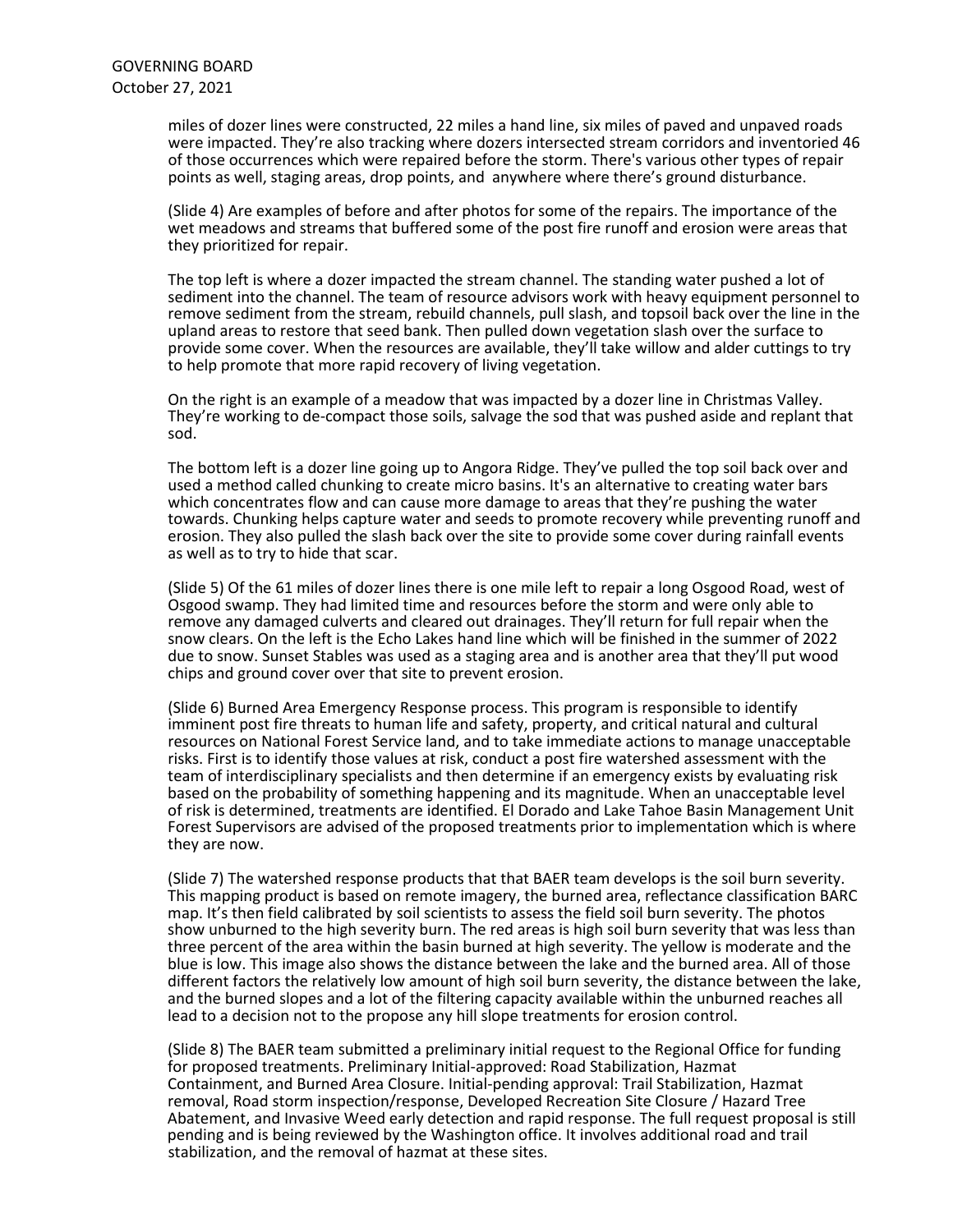miles of dozer lines were constructed, 22 miles a hand line, six miles of paved and unpaved roads were impacted. They're also tracking where dozers intersected stream corridors and inventoried 46 of those occurrences which were repaired before the storm. There's various other types of repair points as well, staging areas, drop points, and anywhere where there's ground disturbance.

(Slide 4) Are examples of before and after photos for some of the repairs. The importance of the wet meadows and streams that buffered some of the post fire runoff and erosion were areas that they prioritized for repair.

The top left is where a dozer impacted the stream channel. The standing water pushed a lot of sediment into the channel. The team of resource advisors work with heavy equipment personnel to remove sediment from the stream, rebuild channels, pull slash, and topsoil back over the line in the upland areas to restore that seed bank. Then pulled down vegetation slash over the surface to provide some cover. When the resources are available, they'll take willow and alder cuttings to try to help promote that more rapid recovery of living vegetation.

On the right is an example of a meadow that was impacted by a dozer line in Christmas Valley. They're working to de-compact those soils, salvage the sod that was pushed aside and replant that sod.

The bottom left is a dozer line going up to Angora Ridge. They've pulled the top soil back over and used a method called chunking to create micro basins. It's an alternative to creating water bars which concentrates flow and can cause more damage to areas that they're pushing the water towards. Chunking helps capture water and seeds to promote recovery while preventing runoff and erosion. They also pulled the slash back over the site to provide some cover during rainfall events as well as to try to hide that scar.

(Slide 5) Of the 61 miles of dozer lines there is one mile left to repair a long Osgood Road, west of Osgood swamp. They had limited time and resources before the storm and were only able to remove any damaged culverts and cleared out drainages. They'll return for full repair when the snow clears. On the left is the Echo Lakes hand line which will be finished in the summer of 2022 due to snow. Sunset Stables was used as a staging area and is another area that they'll put wood chips and ground cover over that site to prevent erosion.

(Slide 6) Burned Area Emergency Response process. This program is responsible to identify imminent post fire threats to human life and safety, property, and critical natural and cultural resources on National Forest Service land, and to take immediate actions to manage unacceptable risks. First is to identify those values at risk, conduct a post fire watershed assessment with the team of interdisciplinary specialists and then determine if an emergency exists by evaluating risk based on the probability of something happening and its magnitude. When an unacceptable level of risk is determined, treatments are identified. El Dorado and Lake Tahoe Basin Management Unit Forest Supervisors are advised of the proposed treatments prior to implementation which is where they are now.

(Slide 7) The watershed response products that that BAER team develops is the soil burn severity. This mapping product is based on remote imagery, the burned area, reflectance classification BARC map. It's then field calibrated by soil scientists to assess the field soil burn severity. The photos show unburned to the high severity burn. The red areas is high soil burn severity that was less than three percent of the area within the basin burned at high severity. The yellow is moderate and the blue is low. This image also shows the distance between the lake and the burned area. All of those different factors the relatively low amount of high soil burn severity, the distance between the lake, and the burned slopes and a lot of the filtering capacity available within the unburned reaches all lead to a decision not to the propose any hill slope treatments for erosion control.

(Slide 8) The BAER team submitted a preliminary initial request to the Regional Office for funding for proposed treatments. Preliminary Initial-approved: Road Stabilization, Hazmat Containment, and Burned Area Closure. Initial-pending approval: Trail Stabilization, Hazmat removal, Road storm inspection/response, Developed Recreation Site Closure / Hazard Tree Abatement, and Invasive Weed early detection and rapid response. The full request proposal is still pending and is being reviewed by the Washington office. It involves additional road and trail stabilization, and the removal of hazmat at these sites.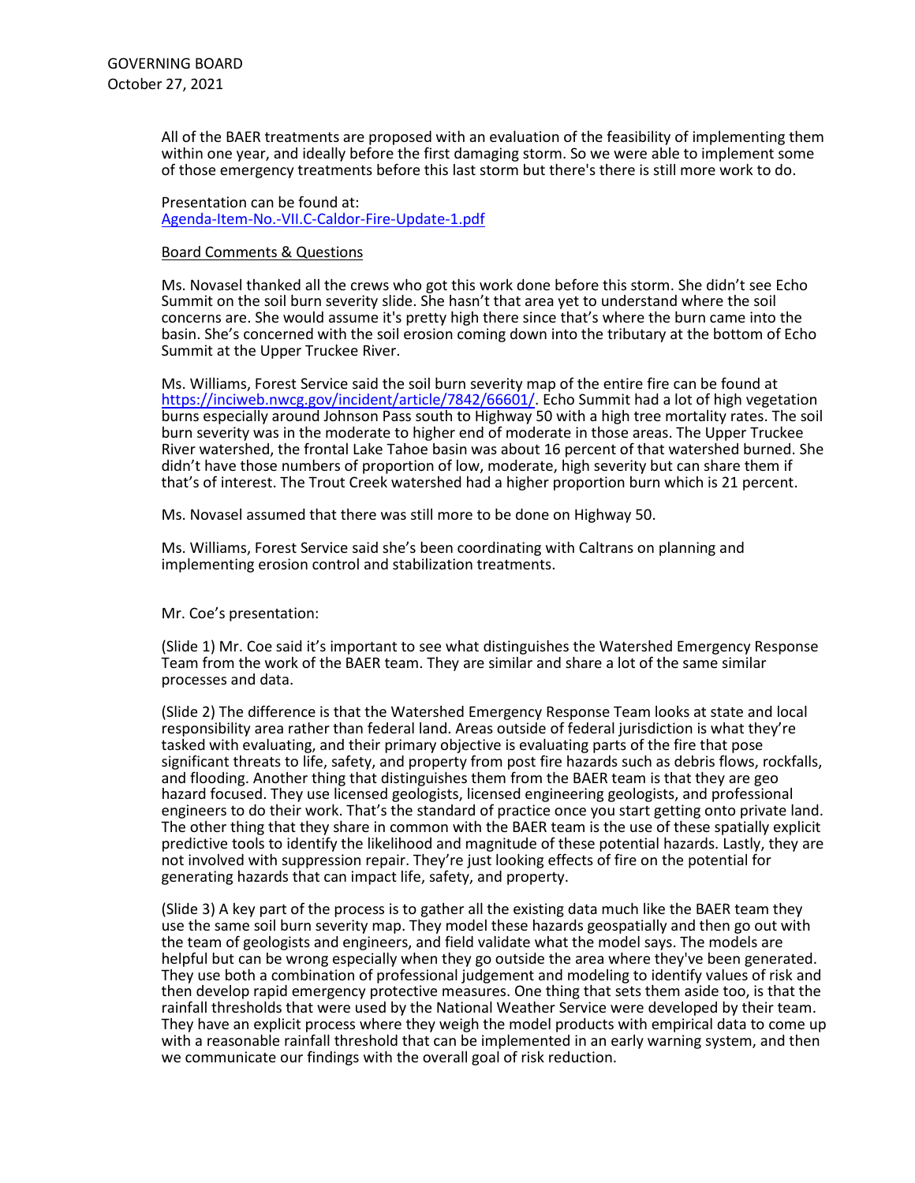All of the BAER treatments are proposed with an evaluation of the feasibility of implementing them within one year, and ideally before the first damaging storm. So we were able to implement some of those emergency treatments before this last storm but there's there is still more work to do.

Presentation can be found at:
[Agenda-Item-No.-VII.C-Caldor-Fire-Update-1.pdf](Agenda-Item-No.-VII.C-Caldor-Fire-Update-1.pdf)

Board Comments & Questions

Ms. Novasel thanked all the crews who got this work done before this storm. She didn't see Echo Summit on the soil burn severity slide. She hasn't that area yet to understand where the soil concerns are. She would assume it's pretty high there since that's where the burn came into the basin. She's concerned with the soil erosion coming down into the tributary at the bottom of Echo Summit at the Upper Truckee River.

Ms. Williams, Forest Service said the soil burn severity map of the entire fire can be found at [https://inciweb.nwcg.gov/incident/article/7842/66601/](https://inciweb.nwcg.gov/incident/article/7842/66601/). Echo Summit had a lot of high vegetation burns especially around Johnson Pass south to Highway 50 with a high tree mortality rates. The soil burn severity was in the moderate to higher end of moderate in those areas. The Upper Truckee River watershed, the frontal Lake Tahoe basin was about 16 percent of that watershed burned. She didn't have those numbers of proportion of low, moderate, high severity but can share them if that's of interest. The Trout Creek watershed had a higher proportion burn which is 21 percent.

Ms. Novasel assumed that there was still more to be done on Highway 50.

Ms. Williams, Forest Service said she's been coordinating with Caltrans on planning and implementing erosion control and stabilization treatments.

Mr. Coe's presentation:

(Slide 1) Mr. Coe said it's important to see what distinguishes the Watershed Emergency Response Team from the work of the BAER team. They are similar and share a lot of the same similar processes and data.

(Slide 2) The difference is that the Watershed Emergency Response Team looks at state and local responsibility area rather than federal land. Areas outside of federal jurisdiction is what they're tasked with evaluating, and their primary objective is evaluating parts of the fire that pose significant threats to life, safety, and property from post fire hazards such as debris flows, rockfalls, and flooding. Another thing that distinguishes them from the BAER team is that they are geo hazard focused. They use licensed geologists, licensed engineering geologists, and professional engineers to do their work. That's the standard of practice once you start getting onto private land. The other thing that they share in common with the BAER team is the use of these spatially explicit predictive tools to identify the likelihood and magnitude of these potential hazards. Lastly, they are not involved with suppression repair. They're just looking effects of fire on the potential for generating hazards that can impact life, safety, and property.

(Slide 3) A key part of the process is to gather all the existing data much like the BAER team they use the same soil burn severity map. They model these hazards geospatially and then go out with the team of geologists and engineers, and field validate what the model says. The models are helpful but can be wrong especially when they go outside the area where they've been generated. They use both a combination of professional judgement and modeling to identify values of risk and then develop rapid emergency protective measures. One thing that sets them aside too, is that the rainfall thresholds that were used by the National Weather Service were developed by their team. They have an explicit process where they weigh the model products with empirical data to come up with a reasonable rainfall threshold that can be implemented in an early warning system, and then we communicate our findings with the overall goal of risk reduction.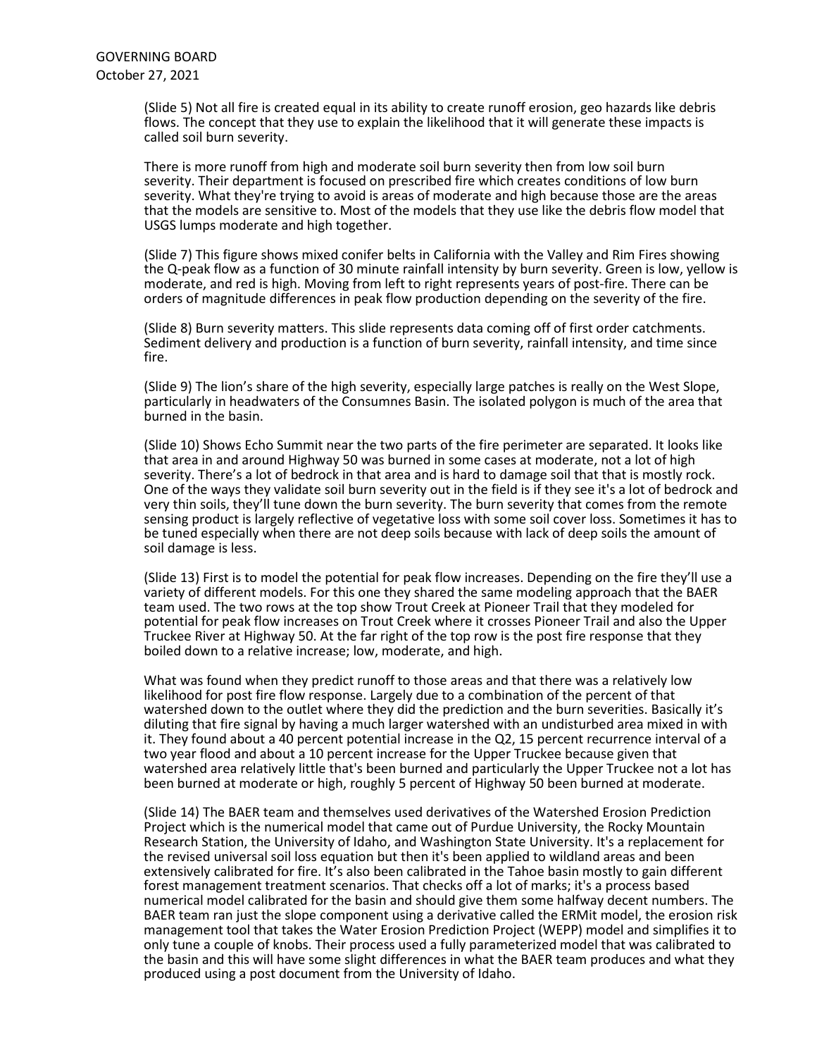(Slide 5) Not all fire is created equal in its ability to create runoff erosion, geo hazards like debris flows. The concept that they use to explain the likelihood that it will generate these impacts is called soil burn severity.

There is more runoff from high and moderate soil burn severity then from low soil burn severity. Their department is focused on prescribed fire which creates conditions of low burn severity. What they're trying to avoid is areas of moderate and high because those are the areas that the models are sensitive to. Most of the models that they use like the debris flow model that USGS lumps moderate and high together.

(Slide 7) This figure shows mixed conifer belts in California with the Valley and Rim Fires showing the Q-peak flow as a function of 30 minute rainfall intensity by burn severity. Green is low, yellow is moderate, and red is high. Moving from left to right represents years of post-fire. There can be orders of magnitude differences in peak flow production depending on the severity of the fire.

(Slide 8) Burn severity matters. This slide represents data coming off of first order catchments. Sediment delivery and production is a function of burn severity, rainfall intensity, and time since fire.

(Slide 9) The lion's share of the high severity, especially large patches is really on the West Slope, particularly in headwaters of the Consumnes Basin. The isolated polygon is much of the area that burned in the basin.

(Slide 10) Shows Echo Summit near the two parts of the fire perimeter are separated. It looks like that area in and around Highway 50 was burned in some cases at moderate, not a lot of high severity. There's a lot of bedrock in that area and is hard to damage soil that that is mostly rock. One of the ways they validate soil burn severity out in the field is if they see it's a lot of bedrock and very thin soils, they'll tune down the burn severity. The burn severity that comes from the remote sensing product is largely reflective of vegetative loss with some soil cover loss. Sometimes it has to be tuned especially when there are not deep soils because with lack of deep soils the amount of soil damage is less.

(Slide 13) First is to model the potential for peak flow increases. Depending on the fire they'll use a variety of different models. For this one they shared the same modeling approach that the BAER team used. The two rows at the top show Trout Creek at Pioneer Trail that they modeled for potential for peak flow increases on Trout Creek where it crosses Pioneer Trail and also the Upper Truckee River at Highway 50. At the far right of the top row is the post fire response that they boiled down to a relative increase; low, moderate, and high.

What was found when they predict runoff to those areas and that there was a relatively low likelihood for post fire flow response. Largely due to a combination of the percent of that watershed down to the outlet where they did the prediction and the burn severities. Basically it's diluting that fire signal by having a much larger watershed with an undisturbed area mixed in with it. They found about a 40 percent potential increase in the Q2, 15 percent recurrence interval of a two year flood and about a 10 percent increase for the Upper Truckee because given that watershed area relatively little that's been burned and particularly the Upper Truckee not a lot has been burned at moderate or high, roughly 5 percent of Highway 50 been burned at moderate.

(Slide 14) The BAER team and themselves used derivatives of the Watershed Erosion Prediction Project which is the numerical model that came out of Purdue University, the Rocky Mountain Research Station, the University of Idaho, and Washington State University. It's a replacement for the revised universal soil loss equation but then it's been applied to wildland areas and been extensively calibrated for fire. It's also been calibrated in the Tahoe basin mostly to gain different forest management treatment scenarios. That checks off a lot of marks; it's a process based numerical model calibrated for the basin and should give them some halfway decent numbers. The BAER team ran just the slope component using a derivative called the ERMit model, the erosion risk management tool that takes the Water Erosion Prediction Project (WEPP) model and simplifies it to only tune a couple of knobs. Their process used a fully parameterized model that was calibrated to the basin and this will have some slight differences in what the BAER team produces and what they produced using a post document from the University of Idaho.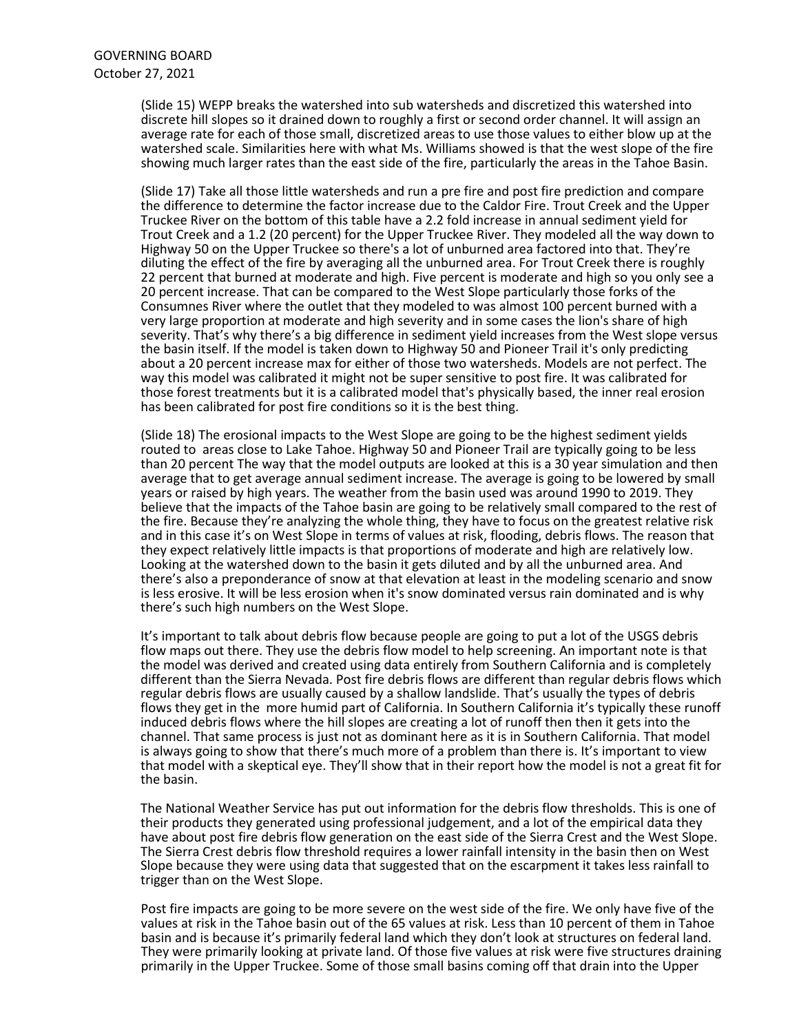(Slide 15) WEPP breaks the watershed into sub watersheds and discretized this watershed into discrete hill slopes so it drained down to roughly a first or second order channel. It will assign an average rate for each of those small, discretized areas to use those values to either blow up at the watershed scale. Similarities here with what Ms. Williams showed is that the west slope of the fire showing much larger rates than the east side of the fire, particularly the areas in the Tahoe Basin.

(Slide 17) Take all those little watersheds and run a pre fire and post fire prediction and compare the difference to determine the factor increase due to the Caldor Fire. Trout Creek and the Upper Truckee River on the bottom of this table have a 2.2 fold increase in annual sediment yield for Trout Creek and a 1.2 (20 percent) for the Upper Truckee River. They modeled all the way down to Highway 50 on the Upper Truckee so there's a lot of unburned area factored into that. They're diluting the effect of the fire by averaging all the unburned area. For Trout Creek there is roughly 22 percent that burned at moderate and high. Five percent is moderate and high so you only see a 20 percent increase. That can be compared to the West Slope particularly those forks of the Consumnes River where the outlet that they modeled to was almost 100 percent burned with a very large proportion at moderate and high severity and in some cases the lion's share of high severity. That's why there's a big difference in sediment yield increases from the West slope versus the basin itself. If the model is taken down to Highway 50 and Pioneer Trail it's only predicting about a 20 percent increase max for either of those two watersheds. Models are not perfect. The way this model was calibrated it might not be super sensitive to post fire. It was calibrated for those forest treatments but it is a calibrated model that's physically based, the inner real erosion has been calibrated for post fire conditions so it is the best thing.

(Slide 18) The erosional impacts to the West Slope are going to be the highest sediment yields routed to areas close to Lake Tahoe. Highway 50 and Pioneer Trail are typically going to be less than 20 percent The way that the model outputs are looked at this is a 30 year simulation and then average that to get average annual sediment increase. The average is going to be lowered by small years or raised by high years. The weather from the basin used was around 1990 to 2019. They believe that the impacts of the Tahoe basin are going to be relatively small compared to the rest of the fire. Because they're analyzing the whole thing, they have to focus on the greatest relative risk and in this case it's on West Slope in terms of values at risk, flooding, debris flows. The reason that they expect relatively little impacts is that proportions of moderate and high are relatively low. Looking at the watershed down to the basin it gets diluted and by all the unburned area. And there's also a preponderance of snow at that elevation at least in the modeling scenario and snow is less erosive. It will be less erosion when it's snow dominated versus rain dominated and is why there's such high numbers on the West Slope.

It's important to talk about debris flow because people are going to put a lot of the USGS debris flow maps out there. They use the debris flow model to help screening. An important note is that the model was derived and created using data entirely from Southern California and is completely different than the Sierra Nevada. Post fire debris flows are different than regular debris flows which regular debris flows are usually caused by a shallow landslide. That's usually the types of debris flows they get in the more humid part of California. In Southern California it's typically these runoff induced debris flows where the hill slopes are creating a lot of runoff then then it gets into the channel. That same process is just not as dominant here as it is in Southern California. That model is always going to show that there's much more of a problem than there is. It's important to view that model with a skeptical eye. They'll show that in their report how the model is not a great fit for the basin.

The National Weather Service has put out information for the debris flow thresholds. This is one of their products they generated using professional judgement, and a lot of the empirical data they have about post fire debris flow generation on the east side of the Sierra Crest and the West Slope. The Sierra Crest debris flow threshold requires a lower rainfall intensity in the basin then on West Slope because they were using data that suggested that on the escarpment it takes less rainfall to trigger than on the West Slope.

Post fire impacts are going to be more severe on the west side of the fire. We only have five of the values at risk in the Tahoe basin out of the 65 values at risk. Less than 10 percent of them in Tahoe basin and is because it's primarily federal land which they don't look at structures on federal land. They were primarily looking at private land. Of those five values at risk were five structures draining primarily in the Upper Truckee. Some of those small basins coming off that drain into the Upper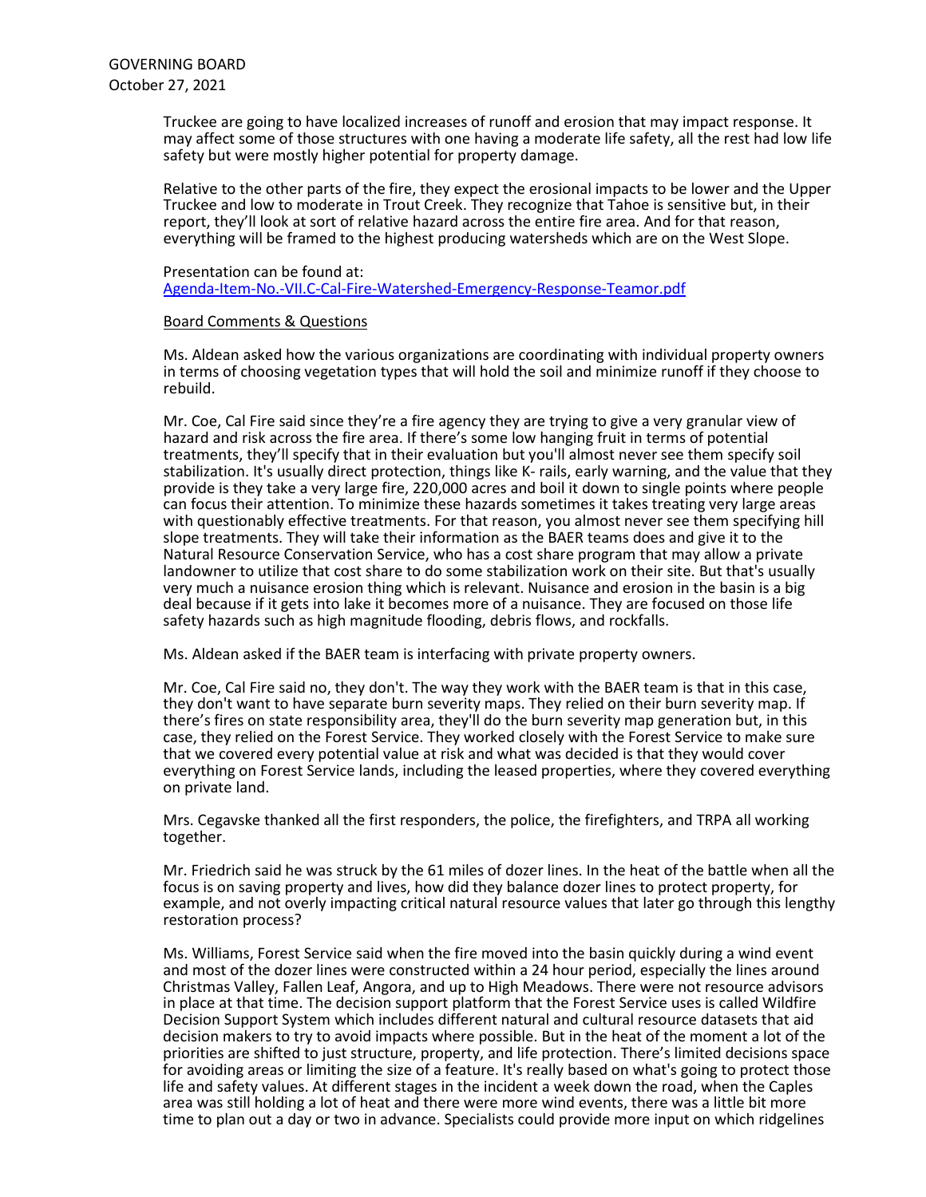Truckee are going to have localized increases of runoff and erosion that may impact response. It may affect some of those structures with one having a moderate life safety, all the rest had low life safety but were mostly higher potential for property damage.

Relative to the other parts of the fire, they expect the erosional impacts to be lower and the Upper Truckee and low to moderate in Trout Creek. They recognize that Tahoe is sensitive but, in their report, they'll look at sort of relative hazard across the entire fire area. And for that reason, everything will be framed to the highest producing watersheds which are on the West Slope.

Presentation can be found at:
[Agenda-Item-No.-VII.C-Cal-Fire-Watershed-Emergency-Response-Teamor.pdf](Agenda-Item-No.-VII.C-Cal-Fire-Watershed-Emergency-Response-Teamor.pdf)

Board Comments & Questions

Ms. Aldean asked how the various organizations are coordinating with individual property owners in terms of choosing vegetation types that will hold the soil and minimize runoff if they choose to rebuild.

Mr. Coe, Cal Fire said since they're a fire agency they are trying to give a very granular view of hazard and risk across the fire area. If there's some low hanging fruit in terms of potential treatments, they'll specify that in their evaluation but you'll almost never see them specify soil stabilization. It's usually direct protection, things like K- rails, early warning, and the value that they provide is they take a very large fire, 220,000 acres and boil it down to single points where people can focus their attention. To minimize these hazards sometimes it takes treating very large areas with questionably effective treatments. For that reason, you almost never see them specifying hill slope treatments. They will take their information as the BAER teams does and give it to the Natural Resource Conservation Service, who has a cost share program that may allow a private landowner to utilize that cost share to do some stabilization work on their site. But that's usually very much a nuisance erosion thing which is relevant. Nuisance and erosion in the basin is a big deal because if it gets into lake it becomes more of a nuisance. They are focused on those life safety hazards such as high magnitude flooding, debris flows, and rockfalls.

Ms. Aldean asked if the BAER team is interfacing with private property owners.

Mr. Coe, Cal Fire said no, they don't. The way they work with the BAER team is that in this case, they don't want to have separate burn severity maps. They relied on their burn severity map. If there's fires on state responsibility area, they'll do the burn severity map generation but, in this case, they relied on the Forest Service. They worked closely with the Forest Service to make sure that we covered every potential value at risk and what was decided is that they would cover everything on Forest Service lands, including the leased properties, where they covered everything on private land.

Mrs. Cegavske thanked all the first responders, the police, the firefighters, and TRPA all working together.

Mr. Friedrich said he was struck by the 61 miles of dozer lines. In the heat of the battle when all the focus is on saving property and lives, how did they balance dozer lines to protect property, for example, and not overly impacting critical natural resource values that later go through this lengthy restoration process?

Ms. Williams, Forest Service said when the fire moved into the basin quickly during a wind event and most of the dozer lines were constructed within a 24 hour period, especially the lines around Christmas Valley, Fallen Leaf, Angora, and up to High Meadows. There were not resource advisors in place at that time. The decision support platform that the Forest Service uses is called Wildfire Decision Support System which includes different natural and cultural resource datasets that aid decision makers to try to avoid impacts where possible. But in the heat of the moment a lot of the priorities are shifted to just structure, property, and life protection. There's limited decisions space for avoiding areas or limiting the size of a feature. It's really based on what's going to protect those life and safety values. At different stages in the incident a week down the road, when the Caples area was still holding a lot of heat and there were more wind events, there was a little bit more time to plan out a day or two in advance. Specialists could provide more input on which ridgelines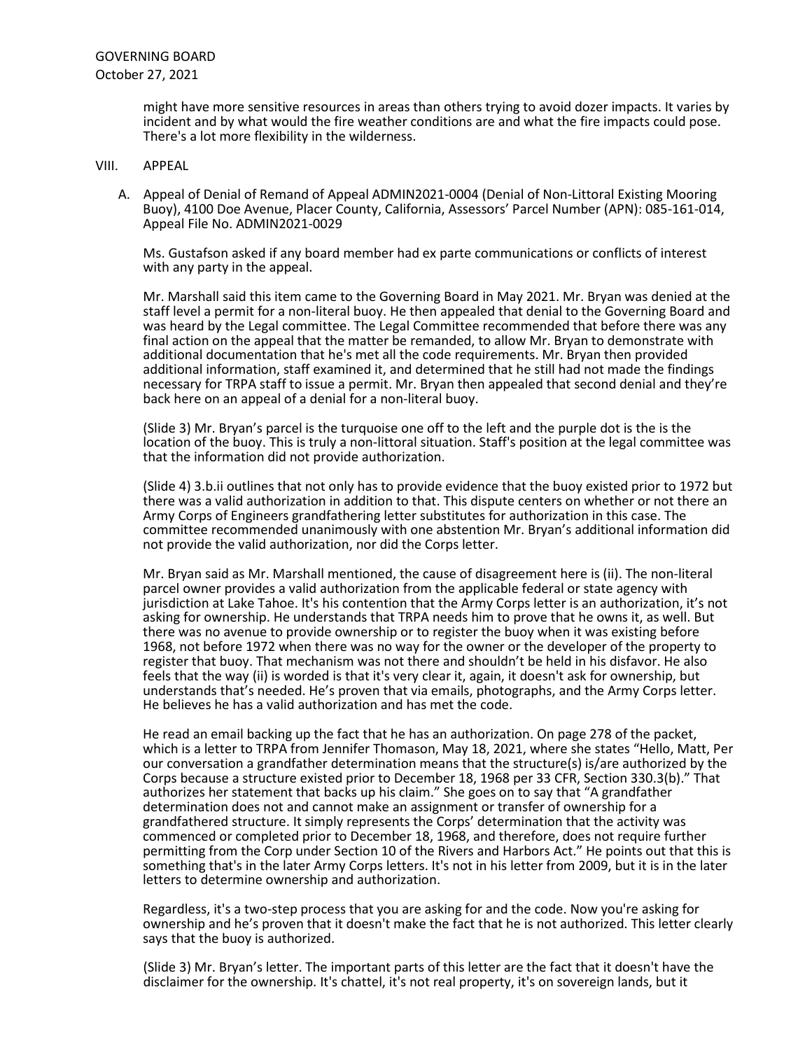might have more sensitive resources in areas than others trying to avoid dozer impacts. It varies by incident and by what would the fire weather conditions are and what the fire impacts could pose. There's a lot more flexibility in the wilderness.

## VIII. APPEAL

### A. Appeal of Denial of Remand of Appeal ADMIN2021-0004 (Denial of Non-Littoral Existing Mooring Buoy), 4100 Doe Avenue, Placer County, California, Assessors' Parcel Number (APN): 085-161-014, Appeal File No. ADMIN2021-0029

Ms. Gustafson asked if any board member had ex parte communications or conflicts of interest with any party in the appeal.

Mr. Marshall said this item came to the Governing Board in May 2021. Mr. Bryan was denied at the staff level a permit for a non-literal buoy. He then appealed that denial to the Governing Board and was heard by the Legal committee. The Legal Committee recommended that before there was any final action on the appeal that the matter be remanded, to allow Mr. Bryan to demonstrate with additional documentation that he's met all the code requirements. Mr. Bryan then provided additional information, staff examined it, and determined that he still had not made the findings necessary for TRPA staff to issue a permit. Mr. Bryan then appealed that second denial and they're back here on an appeal of a denial for a non-literal buoy.

(Slide 3) Mr. Bryan's parcel is the turquoise one off to the left and the purple dot is the is the location of the buoy. This is truly a non-littoral situation. Staff's position at the legal committee was that the information did not provide authorization.

(Slide 4) 3.b.ii outlines that not only has to provide evidence that the buoy existed prior to 1972 but there was a valid authorization in addition to that. This dispute centers on whether or not there an Army Corps of Engineers grandfathering letter substitutes for authorization in this case. The committee recommended unanimously with one abstention Mr. Bryan's additional information did not provide the valid authorization, nor did the Corps letter.

Mr. Bryan said as Mr. Marshall mentioned, the cause of disagreement here is (ii). The non-literal parcel owner provides a valid authorization from the applicable federal or state agency with jurisdiction at Lake Tahoe. It's his contention that the Army Corps letter is an authorization, it's not asking for ownership. He understands that TRPA needs him to prove that he owns it, as well. But there was no avenue to provide ownership or to register the buoy when it was existing before 1968, not before 1972 when there was no way for the owner or the developer of the property to register that buoy. That mechanism was not there and shouldn't be held in his disfavor. He also feels that the way (ii) is worded is that it's very clear it, again, it doesn't ask for ownership, but understands that's needed. He's proven that via emails, photographs, and the Army Corps letter. He believes he has a valid authorization and has met the code.

He read an email backing up the fact that he has an authorization. On page 278 of the packet, which is a letter to TRPA from Jennifer Thomason, May 18, 2021, where she states "Hello, Matt, Per our conversation a grandfather determination means that the structure(s) is/are authorized by the Corps because a structure existed prior to December 18, 1968 per 33 CFR, Section 330.3(b)." That authorizes her statement that backs up his claim." She goes on to say that "A grandfather determination does not and cannot make an assignment or transfer of ownership for a grandfathered structure. It simply represents the Corps' determination that the activity was commenced or completed prior to December 18, 1968, and therefore, does not require further permitting from the Corp under Section 10 of the Rivers and Harbors Act." He points out that this is something that's in the later Army Corps letters. It's not in his letter from 2009, but it is in the later letters to determine ownership and authorization.

Regardless, it's a two-step process that you are asking for and the code. Now you're asking for ownership and he's proven that it doesn't make the fact that he is not authorized. This letter clearly says that the buoy is authorized.

(Slide 3) Mr. Bryan's letter. The important parts of this letter are the fact that it doesn't have the disclaimer for the ownership. It's chattel, it's not real property, it's on sovereign lands, but it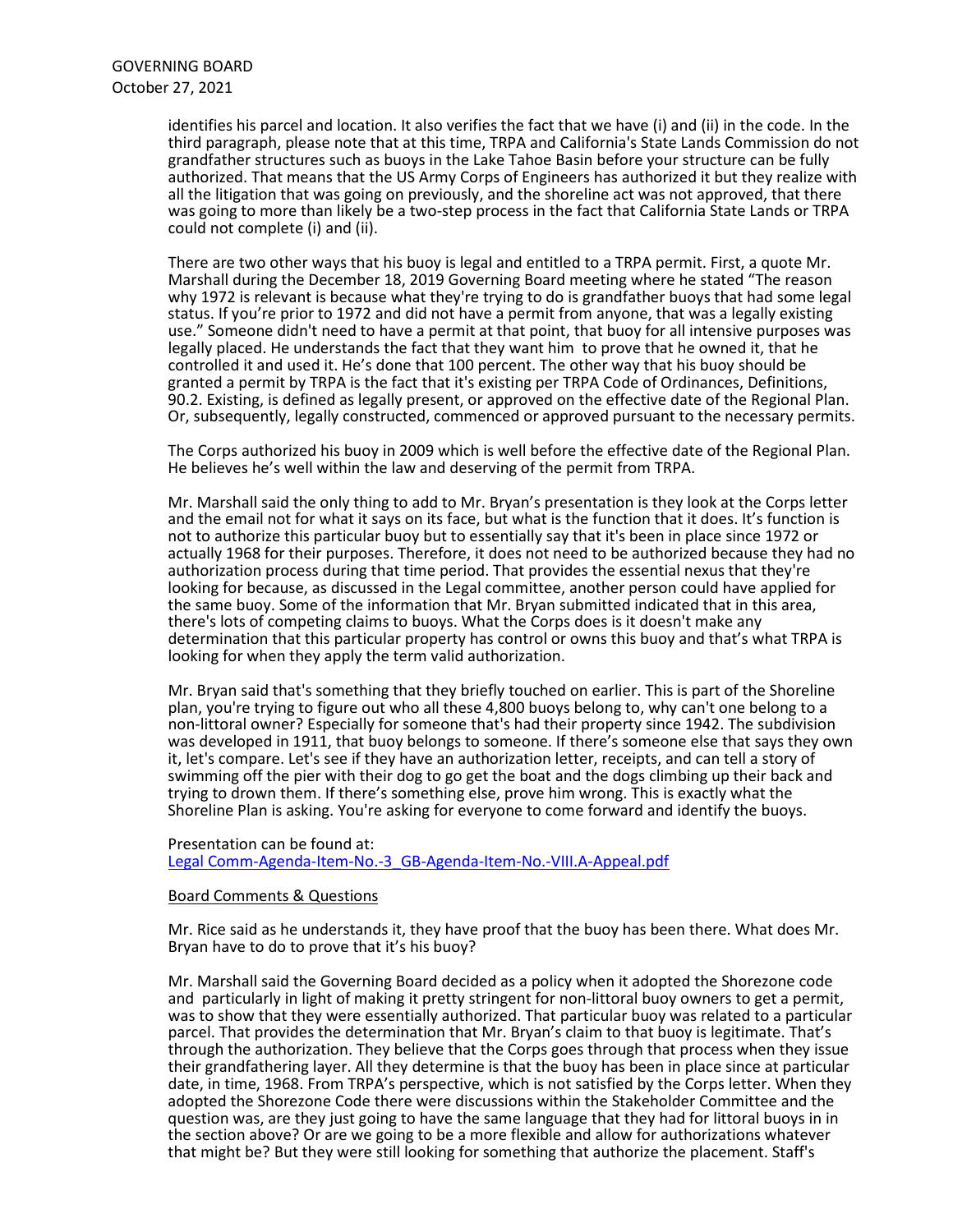identifies his parcel and location. It also verifies the fact that we have (i) and (ii) in the code. In the third paragraph, please note that at this time, TRPA and California's State Lands Commission do not grandfather structures such as buoys in the Lake Tahoe Basin before your structure can be fully authorized. That means that the US Army Corps of Engineers has authorized it but they realize with all the litigation that was going on previously, and the shoreline act was not approved, that there was going to more than likely be a two-step process in the fact that California State Lands or TRPA could not complete (i) and (ii).

There are two other ways that his buoy is legal and entitled to a TRPA permit. First, a quote Mr. Marshall during the December 18, 2019 Governing Board meeting where he stated "The reason why 1972 is relevant is because what they're trying to do is grandfather buoys that had some legal status. If you're prior to 1972 and did not have a permit from anyone, that was a legally existing use." Someone didn't need to have a permit at that point, that buoy for all intensive purposes was legally placed. He understands the fact that they want him to prove that he owned it, that he controlled it and used it. He's done that 100 percent. The other way that his buoy should be granted a permit by TRPA is the fact that it's existing per TRPA Code of Ordinances, Definitions, 90.2. Existing, is defined as legally present, or approved on the effective date of the Regional Plan. Or, subsequently, legally constructed, commenced or approved pursuant to the necessary permits.

The Corps authorized his buoy in 2009 which is well before the effective date of the Regional Plan. He believes he's well within the law and deserving of the permit from TRPA.

Mr. Marshall said the only thing to add to Mr. Bryan's presentation is they look at the Corps letter and the email not for what it says on its face, but what is the function that it does. It's function is not to authorize this particular buoy but to essentially say that it's been in place since 1972 or actually 1968 for their purposes. Therefore, it does not need to be authorized because they had no authorization process during that time period. That provides the essential nexus that they're looking for because, as discussed in the Legal committee, another person could have applied for the same buoy. Some of the information that Mr. Bryan submitted indicated that in this area, there's lots of competing claims to buoys. What the Corps does is it doesn't make any determination that this particular property has control or owns this buoy and that's what TRPA is looking for when they apply the term valid authorization.

Mr. Bryan said that's something that they briefly touched on earlier. This is part of the Shoreline plan, you're trying to figure out who all these 4,800 buoys belong to, why can't one belong to a non-littoral owner? Especially for someone that's had their property since 1942. The subdivision was developed in 1911, that buoy belongs to someone. If there's someone else that says they own it, let's compare. Let's see if they have an authorization letter, receipts, and can tell a story of swimming off the pier with their dog to go get the boat and the dogs climbing up their back and trying to drown them. If there's something else, prove him wrong. This is exactly what the Shoreline Plan is asking. You're asking for everyone to come forward and identify the buoys.

Presentation can be found at:
Legal Comm-Agenda-Item-No.-3_GB-Agenda-Item-No.-VIII.A-Appeal.pdf

Board Comments & Questions

Mr. Rice said as he understands it, they have proof that the buoy has been there. What does Mr. Bryan have to do to prove that it's his buoy?

Mr. Marshall said the Governing Board decided as a policy when it adopted the Shorezone code and particularly in light of making it pretty stringent for non-littoral buoy owners to get a permit, was to show that they were essentially authorized. That particular buoy was related to a particular parcel. That provides the determination that Mr. Bryan's claim to that buoy is legitimate. That's through the authorization. They believe that the Corps goes through that process when they issue their grandfathering layer. All they determine is that the buoy has been in place since at particular date, in time, 1968. From TRPA's perspective, which is not satisfied by the Corps letter. When they adopted the Shorezone Code there were discussions within the Stakeholder Committee and the question was, are they just going to have the same language that they had for littoral buoys in in the section above? Or are we going to be a more flexible and allow for authorizations whatever that might be? But they were still looking for something that authorize the placement. Staff's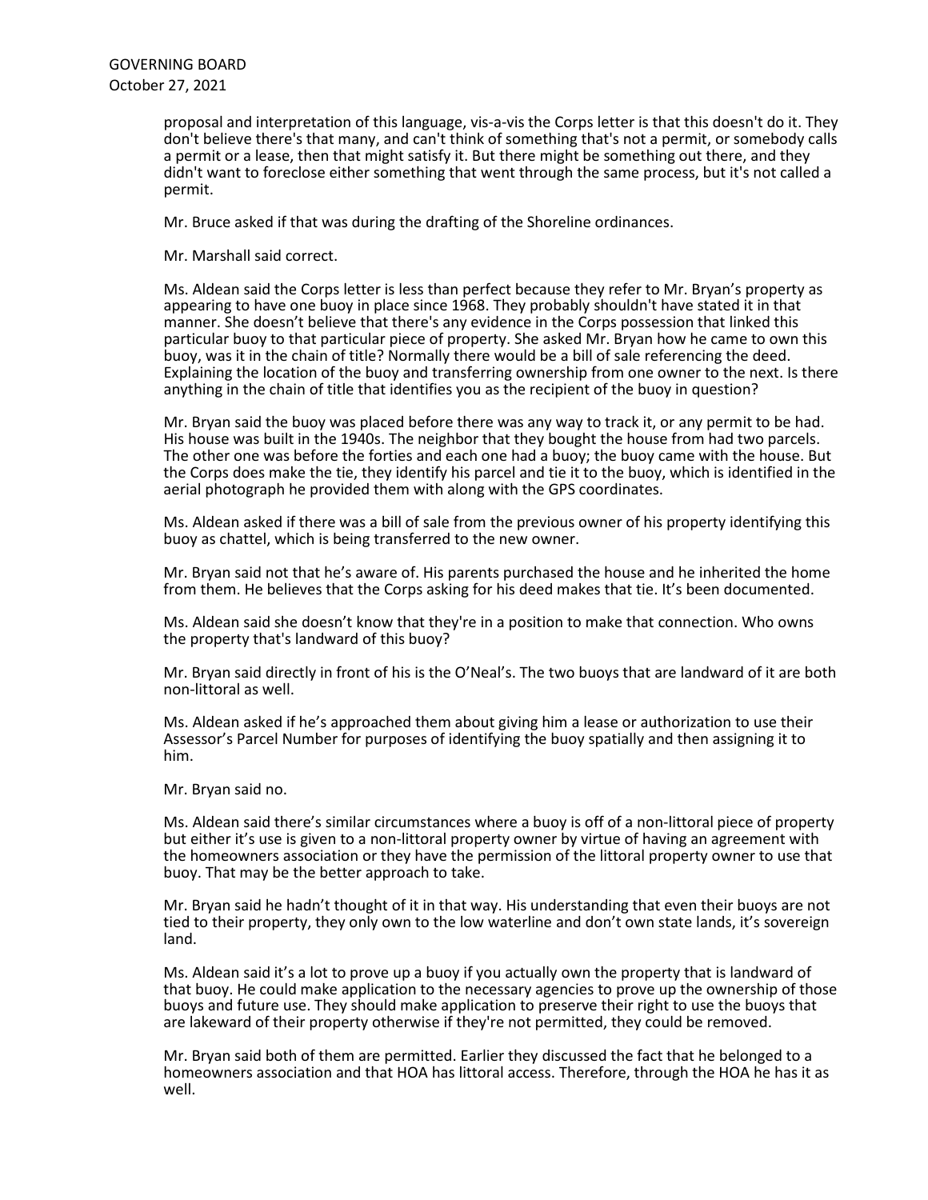proposal and interpretation of this language, vis-a-vis the Corps letter is that this doesn't do it. They don't believe there's that many, and can't think of something that's not a permit, or somebody calls a permit or a lease, then that might satisfy it. But there might be something out there, and they didn't want to foreclose either something that went through the same process, but it's not called a permit.

Mr. Bruce asked if that was during the drafting of the Shoreline ordinances.

Mr. Marshall said correct.

Ms. Aldean said the Corps letter is less than perfect because they refer to Mr. Bryan's property as appearing to have one buoy in place since 1968. They probably shouldn't have stated it in that manner. She doesn't believe that there's any evidence in the Corps possession that linked this particular buoy to that particular piece of property. She asked Mr. Bryan how he came to own this buoy, was it in the chain of title? Normally there would be a bill of sale referencing the deed. Explaining the location of the buoy and transferring ownership from one owner to the next. Is there anything in the chain of title that identifies you as the recipient of the buoy in question?

Mr. Bryan said the buoy was placed before there was any way to track it, or any permit to be had. His house was built in the 1940s. The neighbor that they bought the house from had two parcels. The other one was before the forties and each one had a buoy; the buoy came with the house. But the Corps does make the tie, they identify his parcel and tie it to the buoy, which is identified in the aerial photograph he provided them with along with the GPS coordinates.

Ms. Aldean asked if there was a bill of sale from the previous owner of his property identifying this buoy as chattel, which is being transferred to the new owner.

Mr. Bryan said not that he's aware of. His parents purchased the house and he inherited the home from them. He believes that the Corps asking for his deed makes that tie. It's been documented.

Ms. Aldean said she doesn't know that they're in a position to make that connection. Who owns the property that's landward of this buoy?

Mr. Bryan said directly in front of his is the O'Neal's. The two buoys that are landward of it are both non-littoral as well.

Ms. Aldean asked if he's approached them about giving him a lease or authorization to use their Assessor's Parcel Number for purposes of identifying the buoy spatially and then assigning it to him.

Mr. Bryan said no.

Ms. Aldean said there's similar circumstances where a buoy is off of a non-littoral piece of property but either it's use is given to a non-littoral property owner by virtue of having an agreement with the homeowners association or they have the permission of the littoral property owner to use that buoy. That may be the better approach to take.

Mr. Bryan said he hadn't thought of it in that way. His understanding that even their buoys are not tied to their property, they only own to the low waterline and don't own state lands, it's sovereign land.

Ms. Aldean said it's a lot to prove up a buoy if you actually own the property that is landward of that buoy. He could make application to the necessary agencies to prove up the ownership of those buoys and future use. They should make application to preserve their right to use the buoys that are lakeward of their property otherwise if they're not permitted, they could be removed.

Mr. Bryan said both of them are permitted. Earlier they discussed the fact that he belonged to a homeowners association and that HOA has littoral access. Therefore, through the HOA he has it as well.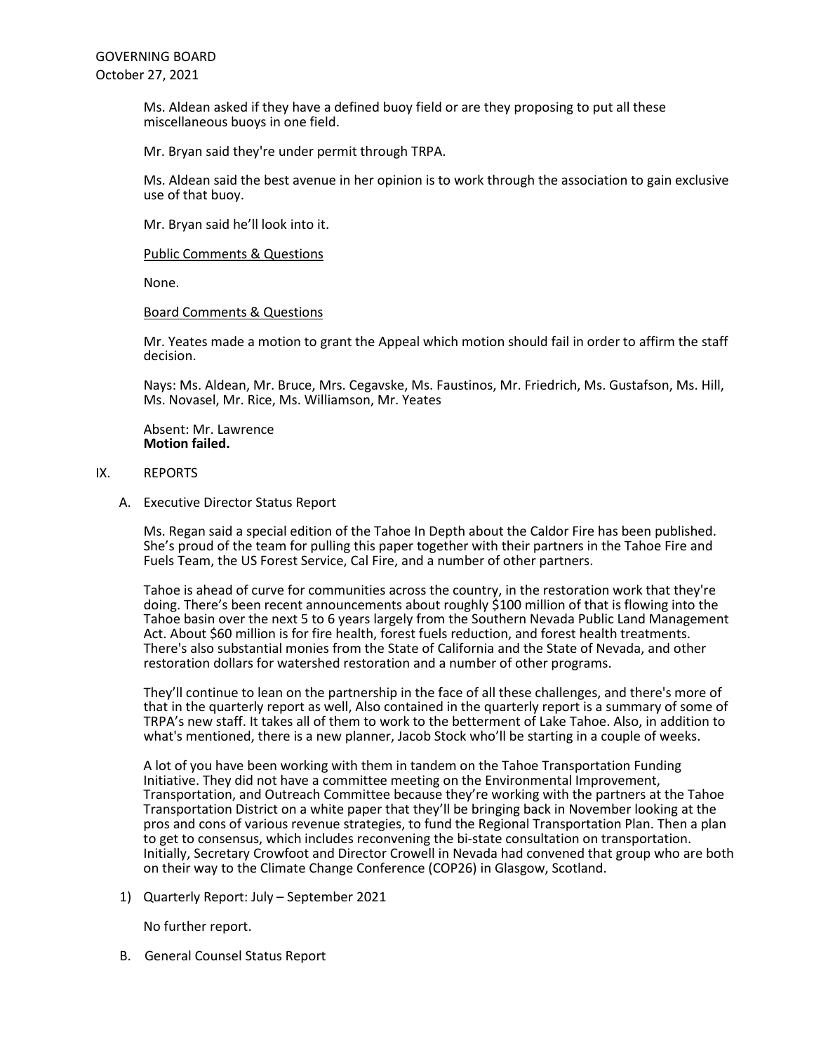Ms. Aldean asked if they have a defined buoy field or are they proposing to put all these miscellaneous buoys in one field.

Mr. Bryan said they're under permit through TRPA.

Ms. Aldean said the best avenue in her opinion is to work through the association to gain exclusive use of that buoy.

Mr. Bryan said he'll look into it.

Public Comments & Questions

None.

Board Comments & Questions

Mr. Yeates made a motion to grant the Appeal which motion should fail in order to affirm the staff decision.

Nays: Ms. Aldean, Mr. Bruce, Mrs. Cegavske, Ms. Faustinos, Mr. Friedrich, Ms. Gustafson, Ms. Hill, Ms. Novasel, Mr. Rice, Ms. Williamson, Mr. Yeates

Absent: Mr. Lawrence
**Motion failed.**

## IX. REPORTS

### A. Executive Director Status Report

Ms. Regan said a special edition of the Tahoe In Depth about the Caldor Fire has been published. She's proud of the team for pulling this paper together with their partners in the Tahoe Fire and Fuels Team, the US Forest Service, Cal Fire, and a number of other partners.

Tahoe is ahead of curve for communities across the country, in the restoration work that they're doing. There's been recent announcements about roughly $100 million of that is flowing into the Tahoe basin over the next 5 to 6 years largely from the Southern Nevada Public Land Management Act. About $60 million is for fire health, forest fuels reduction, and forest health treatments. There's also substantial monies from the State of California and the State of Nevada, and other restoration dollars for watershed restoration and a number of other programs.

They'll continue to lean on the partnership in the face of all these challenges, and there's more of that in the quarterly report as well, Also contained in the quarterly report is a summary of some of TRPA's new staff. It takes all of them to work to the betterment of Lake Tahoe. Also, in addition to what's mentioned, there is a new planner, Jacob Stock who'll be starting in a couple of weeks.

A lot of you have been working with them in tandem on the Tahoe Transportation Funding Initiative. They did not have a committee meeting on the Environmental Improvement, Transportation, and Outreach Committee because they're working with the partners at the Tahoe Transportation District on a white paper that they'll be bringing back in November looking at the pros and cons of various revenue strategies, to fund the Regional Transportation Plan. Then a plan to get to consensus, which includes reconvening the bi-state consultation on transportation. Initially, Secretary Crowfoot and Director Crowell in Nevada had convened that group who are both on their way to the Climate Change Conference (COP26) in Glasgow, Scotland.

#### 1) Quarterly Report: July – September 2021

No further report.

### B. General Counsel Status Report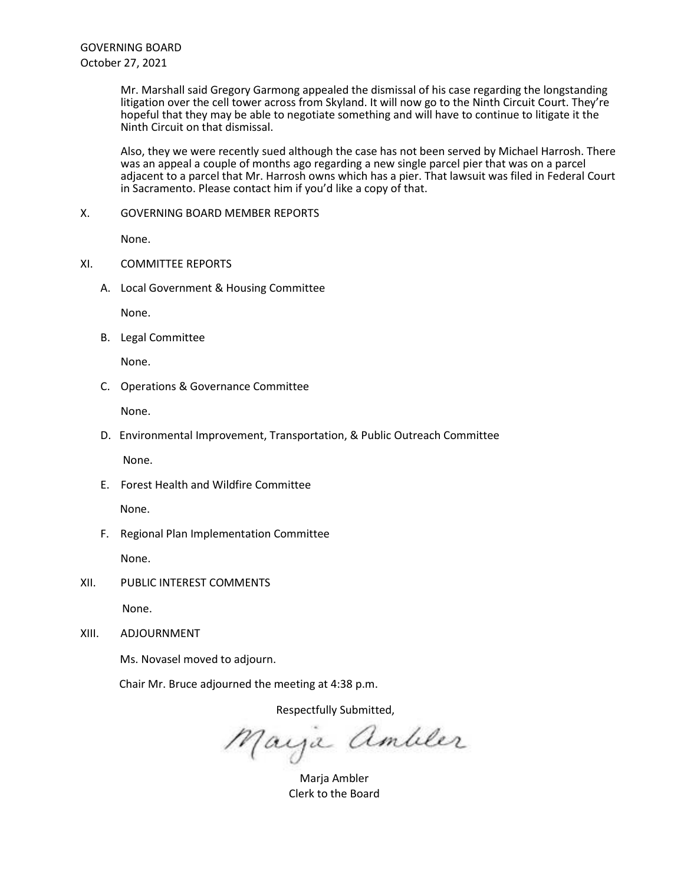Mr. Marshall said Gregory Garmong appealed the dismissal of his case regarding the longstanding litigation over the cell tower across from Skyland. It will now go to the Ninth Circuit Court. They're hopeful that they may be able to negotiate something and will have to continue to litigate it the Ninth Circuit on that dismissal.

Also, they we were recently sued although the case has not been served by Michael Harrosh. There was an appeal a couple of months ago regarding a new single parcel pier that was on a parcel adjacent to a parcel that Mr. Harrosh owns which has a pier. That lawsuit was filed in Federal Court in Sacramento. Please contact him if you'd like a copy of that.

## X. GOVERNING BOARD MEMBER REPORTS

None.

## XI. COMMITTEE REPORTS

### A. Local Government & Housing Committee

None.

### B. Legal Committee

None.

### C. Operations & Governance Committee

None.

### D. Environmental Improvement, Transportation, & Public Outreach Committee

None.

### E. Forest Health and Wildfire Committee

None.

### F. Regional Plan Implementation Committee

None.

## XII. PUBLIC INTEREST COMMENTS

None.

## XIII. ADJOURNMENT

Ms. Novasel moved to adjourn.

Chair Mr. Bruce adjourned the meeting at 4:38 p.m.

Respectfully Submitted,

Marja Ambler

Marja Ambler
Clerk to the Board